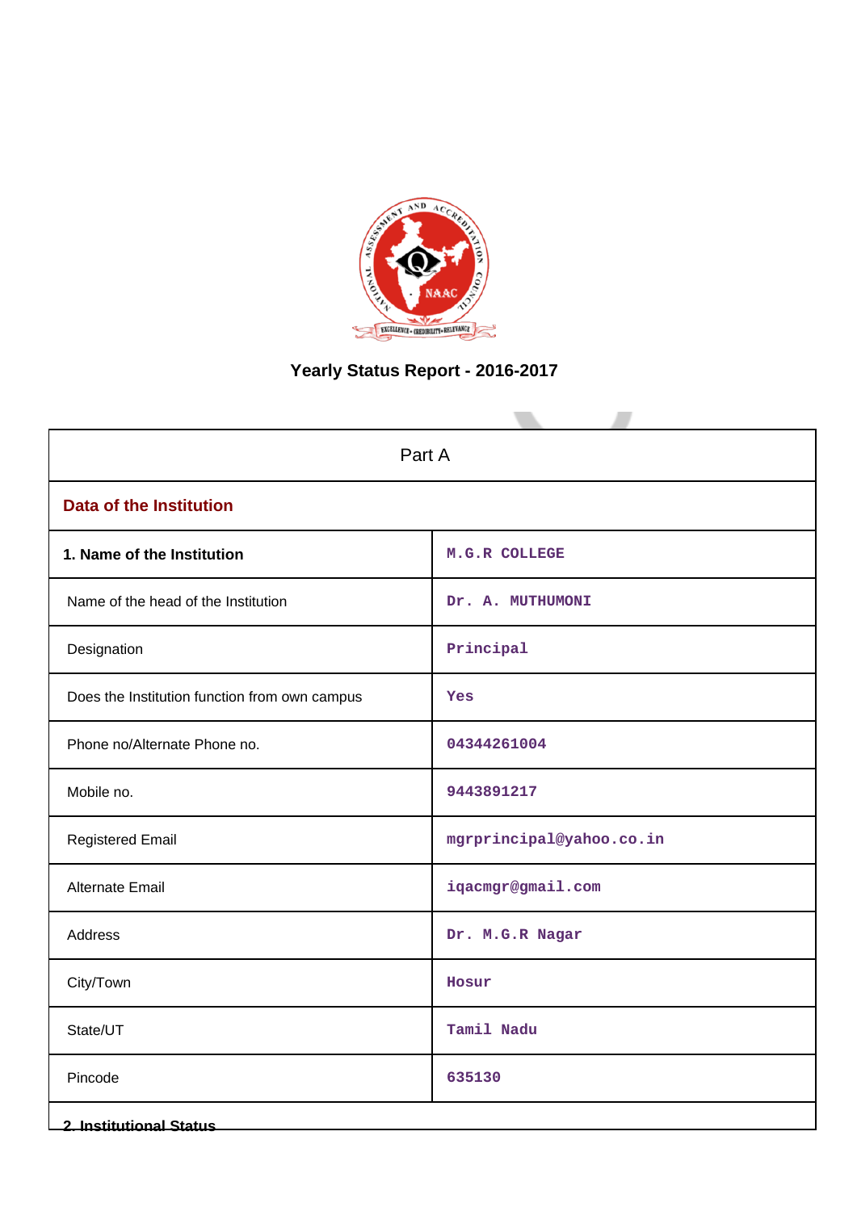# Yearly Status Report - 2016-2017

| Part A | |
|---|---|
| **Data of the Institution** | |
| **1. Name of the Institution** | M.G.R COLLEGE |
| Name of the head of the Institution | Dr. A. MUTHUMONI |
| Designation | Principal |
| Does the Institution function from own campus | Yes |
| Phone no/Alternate Phone no. | 04344261004 |
| Mobile no. | 9443891217 |
| Registered Email | mgrprincipal@yahoo.co.in |
| Alternate Email | iqacmgr@gmail.com |
| Address | Dr. M.G.R Nagar |
| City/Town | Hosur |
| State/UT | Tamil Nadu |
| Pincode | 635130 |

**2. Institutional Status**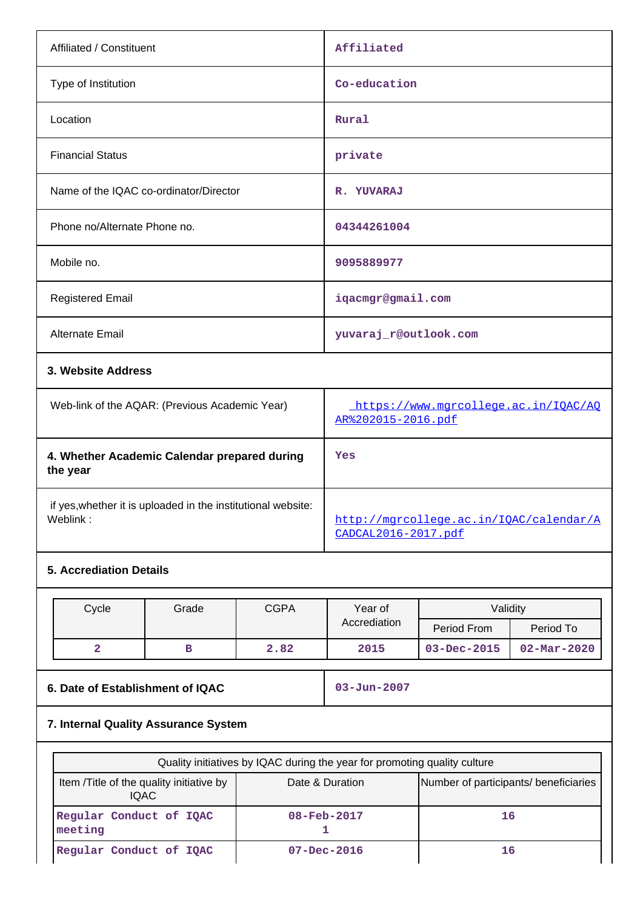| | |
|---|---|
| Affiliated / Constituent | Affiliated |
| Type of Institution | Co-education |
| Location | Rural |
| Financial Status | private |
| Name of the IQAC co-ordinator/Director | R. YUVARAJ |
| Phone no/Alternate Phone no. | 04344261004 |
| Mobile no. | 9095889977 |
| Registered Email | iqacmgr@gmail.com |
| Alternate Email | yuvaraj_r@outlook.com |

**3. Website Address**

| | |
|---|---|
| Web-link of the AQAR: (Previous Academic Year) | https://www.mgrcollege.ac.in/IQAC/AQAR%202015-2016.pdf |
| **4. Whether Academic Calendar prepared during the year** | Yes |
| if yes,whether it is uploaded in the institutional website: Weblink : | http://mgrcollege.ac.in/IQAC/calendar/ACADCAL2016-2017.pdf |

**5. Accrediation Details**

| Cycle | Grade | CGPA | Year of Accrediation | Validity | |
|---|---|---|---|---|---|
| | | | | Period From | Period To |
| 2 | B | 2.82 | 2015 | 03-Dec-2015 | 02-Mar-2020 |

| | |
|---|---|
| **6. Date of Establishment of IQAC** | 03-Jun-2007 |

**7. Internal Quality Assurance System**

| Quality initiatives by IQAC during the year for promoting quality culture | | |
|---|---|---|
| Item /Title of the quality initiative by IQAC | Date & Duration | Number of participants/ beneficiaries |
| Regular Conduct of IQAC meeting | 08-Feb-2017 1 | 16 |
| Regular Conduct of IQAC | 07-Dec-2016 | 16 |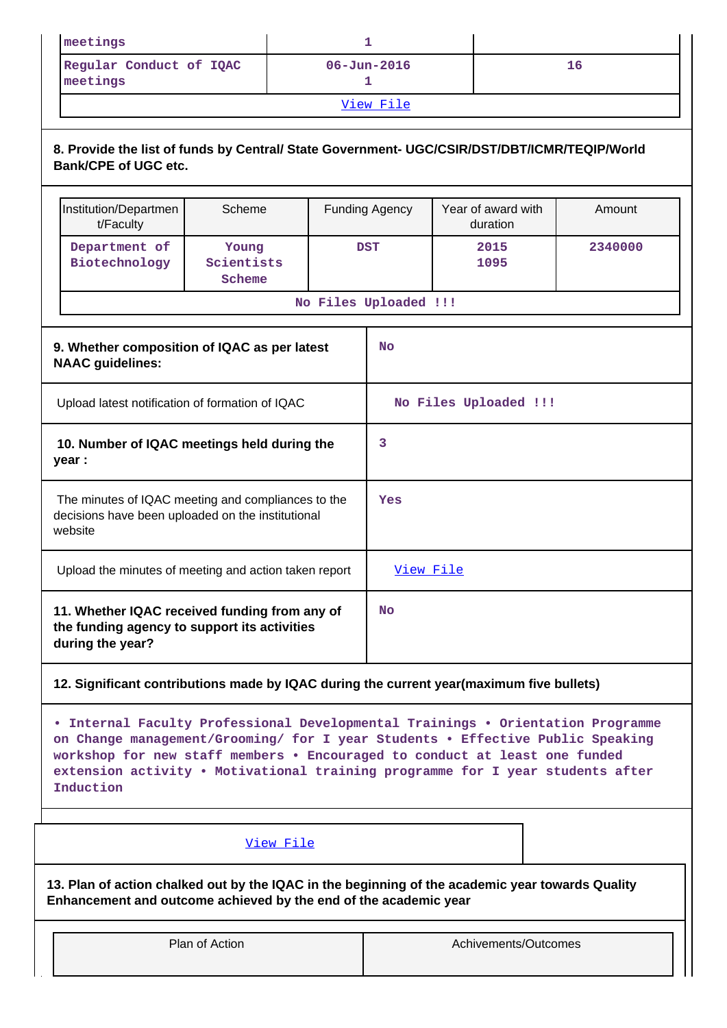| meetings | 1 | |
|---|---|---|
| Regular Conduct of IQAC meetings | 06-Jun-2016<br>1 | 16 |
| View File | | |

**8. Provide the list of funds by Central/ State Government- UGC/CSIR/DST/DBT/ICMR/TEQIP/World Bank/CPE of UGC etc.**

| Institution/Department/Faculty | Scheme | Funding Agency | Year of award with duration | Amount |
|---|---|---|---|---|
| Department of Biotechnology | Young Scientists Scheme | DST | 2015<br>1095 | 2340000 |
| No Files Uploaded !!! | | | | |

| | |
|---|---|
| **9. Whether composition of IQAC as per latest NAAC guidelines:** | No |
| Upload latest notification of formation of IQAC | No Files Uploaded !!! |
| **10. Number of IQAC meetings held during the year :** | 3 |
| The minutes of IQAC meeting and compliances to the decisions have been uploaded on the institutional website | Yes |
| Upload the minutes of meeting and action taken report | View File |
| **11. Whether IQAC received funding from any of the funding agency to support its activities during the year?** | No |

**12. Significant contributions made by IQAC during the current year(maximum five bullets)**

• Internal Faculty Professional Developmental Trainings • Orientation Programme on Change management/Grooming/ for I year Students • Effective Public Speaking workshop for new staff members • Encouraged to conduct at least one funded extension activity • Motivational training programme for I year students after Induction

View File

**13. Plan of action chalked out by the IQAC in the beginning of the academic year towards Quality Enhancement and outcome achieved by the end of the academic year**

| Plan of Action | Achivements/Outcomes |
|---|---|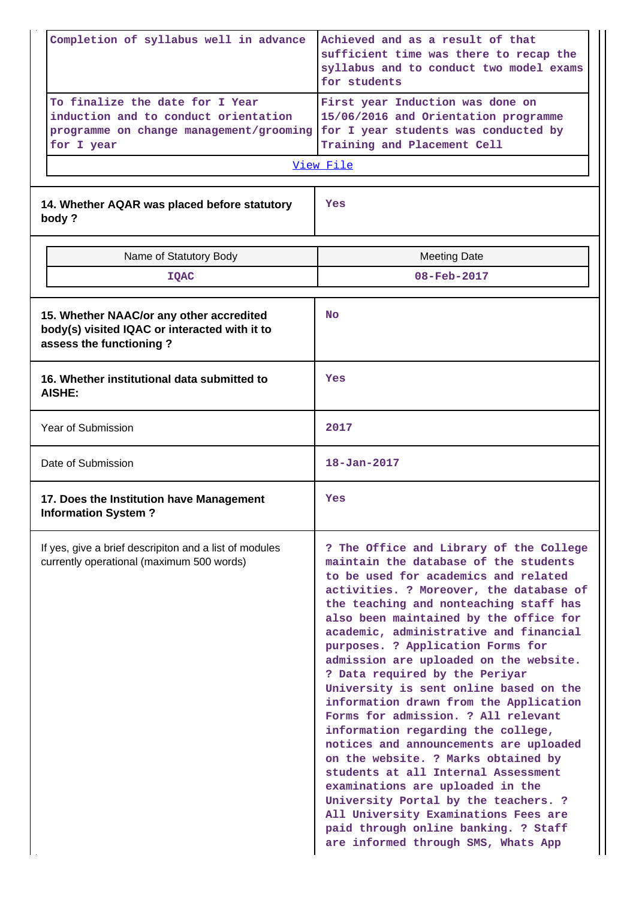| | |
|---|---|
| Completion of syllabus well in advance | Achieved and as a result of that sufficient time was there to recap the syllabus and to conduct two model exams for students |
| To finalize the date for I Year induction and to conduct orientation programme on change management/grooming for I year | First year Induction was done on 15/06/2016 and Orientation programme for I year students was conducted by Training and Placement Cell |

[View File]

| | |
|---|---|
| **14. Whether AQAR was placed before statutory body ?** | Yes |

| Name of Statutory Body | Meeting Date |
|---|---|
| IQAC | 08-Feb-2017 |

| | |
|---|---|
| **15. Whether NAAC/or any other accredited body(s) visited IQAC or interacted with it to assess the functioning ?** | No |
| **16. Whether institutional data submitted to AISHE:** | Yes |
| Year of Submission | 2017 |
| Date of Submission | 18-Jan-2017 |
| **17. Does the Institution have Management Information System ?** | Yes |
| If yes, give a brief descripiton and a list of modules currently operational (maximum 500 words) | ? The Office and Library of the College maintain the database of the students to be used for academics and related activities. ? Moreover, the database of the teaching and nonteaching staff has also been maintained by the office for academic, administrative and financial purposes. ? Application Forms for admission are uploaded on the website. ? Data required by the Periyar University is sent online based on the information drawn from the Application Forms for admission. ? All relevant information regarding the college, notices and announcements are uploaded on the website. ? Marks obtained by students at all Internal Assessment examinations are uploaded in the University Portal by the teachers. ? All University Examinations Fees are paid through online banking. ? Staff are informed through SMS, Whats App |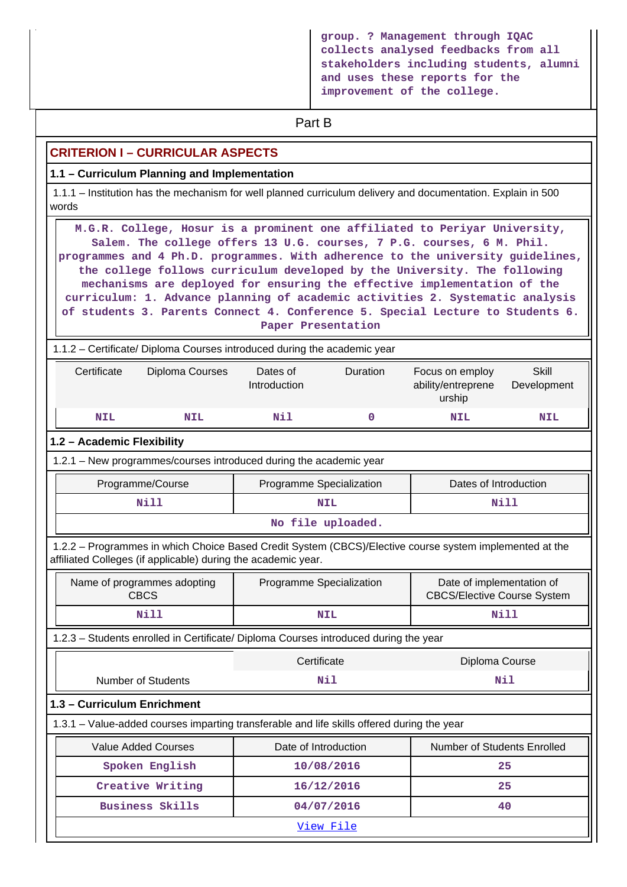group. ? Management through IQAC collects analysed feedbacks from all stakeholders including students, alumni and uses these reports for the improvement of the college.

Part B

## CRITERION I – CURRICULAR ASPECTS

### 1.1 – Curriculum Planning and Implementation

1.1.1 – Institution has the mechanism for well planned curriculum delivery and documentation. Explain in 500 words

M.G.R. College, Hosur is a prominent one affiliated to Periyar University, Salem. The college offers 13 U.G. courses, 7 P.G. courses, 6 M. Phil. programmes and 4 Ph.D. programmes. With adherence to the university guidelines, the college follows curriculum developed by the University. The following mechanisms are deployed for ensuring the effective implementation of the curriculum: 1. Advance planning of academic activities 2. Systematic analysis of students 3. Parents Connect 4. Conference 5. Special Lecture to Students 6. Paper Presentation

1.1.2 – Certificate/ Diploma Courses introduced during the academic year

| Certificate | Diploma Courses | Dates of Introduction | Duration | Focus on employ ability/entreprene urship | Skill Development |
|---|---|---|---|---|---|
| NIL | NIL | Nil | 0 | NIL | NIL |

### 1.2 – Academic Flexibility

1.2.1 – New programmes/courses introduced during the academic year

| Programme/Course | Programme Specialization | Dates of Introduction |
|---|---|---|
| Nill | NIL | Nill |
| No file uploaded. | | |

1.2.2 – Programmes in which Choice Based Credit System (CBCS)/Elective course system implemented at the affiliated Colleges (if applicable) during the academic year.

| Name of programmes adopting CBCS | Programme Specialization | Date of implementation of CBCS/Elective Course System |
|---|---|---|
| Nill | NIL | Nill |

1.2.3 – Students enrolled in Certificate/ Diploma Courses introduced during the year

| | Certificate | Diploma Course |
|---|---|---|
| Number of Students | Nil | Nil |

### 1.3 – Curriculum Enrichment

1.3.1 – Value-added courses imparting transferable and life skills offered during the year

| Value Added Courses | Date of Introduction | Number of Students Enrolled |
|---|---|---|
| Spoken English | 10/08/2016 | 25 |
| Creative Writing | 16/12/2016 | 25 |
| Business Skills | 04/07/2016 | 40 |
| View File | | |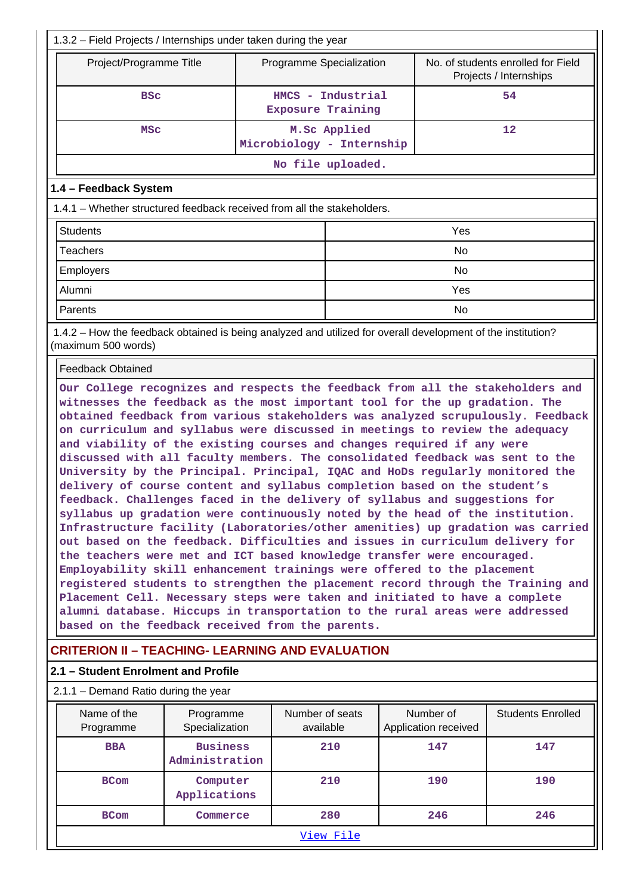1.3.2 – Field Projects / Internships under taken during the year

| Project/Programme Title | Programme Specialization | No. of students enrolled for Field Projects / Internships |
|---|---|---|
| BSc | HMCS - Industrial Exposure Training | 54 |
| MSc | M.Sc Applied Microbiology - Internship | 12 |
| No file uploaded. | | |

## 1.4 – Feedback System

1.4.1 – Whether structured feedback received from all the stakeholders.

| | |
|---|---|
| Students | Yes |
| Teachers | No |
| Employers | No |
| Alumni | Yes |
| Parents | No |

1.4.2 – How the feedback obtained is being analyzed and utilized for overall development of the institution? (maximum 500 words)

Feedback Obtained

Our College recognizes and respects the feedback from all the stakeholders and witnesses the feedback as the most important tool for the up gradation. The obtained feedback from various stakeholders was analyzed scrupulously. Feedback on curriculum and syllabus were discussed in meetings to review the adequacy and viability of the existing courses and changes required if any were discussed with all faculty members. The consolidated feedback was sent to the University by the Principal. Principal, IQAC and HoDs regularly monitored the delivery of course content and syllabus completion based on the student's feedback. Challenges faced in the delivery of syllabus and suggestions for syllabus up gradation were continuously noted by the head of the institution. Infrastructure facility (Laboratories/other amenities) up gradation was carried out based on the feedback. Difficulties and issues in curriculum delivery for the teachers were met and ICT based knowledge transfer were encouraged. Employability skill enhancement trainings were offered to the placement registered students to strengthen the placement record through the Training and Placement Cell. Necessary steps were taken and initiated to have a complete alumni database. Hiccups in transportation to the rural areas were addressed based on the feedback received from the parents.

# CRITERION II – TEACHING- LEARNING AND EVALUATION

## 2.1 – Student Enrolment and Profile

2.1.1 – Demand Ratio during the year

| Name of the Programme | Programme Specialization | Number of seats available | Number of Application received | Students Enrolled |
|---|---|---|---|---|
| BBA | Business Administration | 210 | 147 | 147 |
| BCom | Computer Applications | 210 | 190 | 190 |
| BCom | Commerce | 280 | 246 | 246 |
| View File | | | | |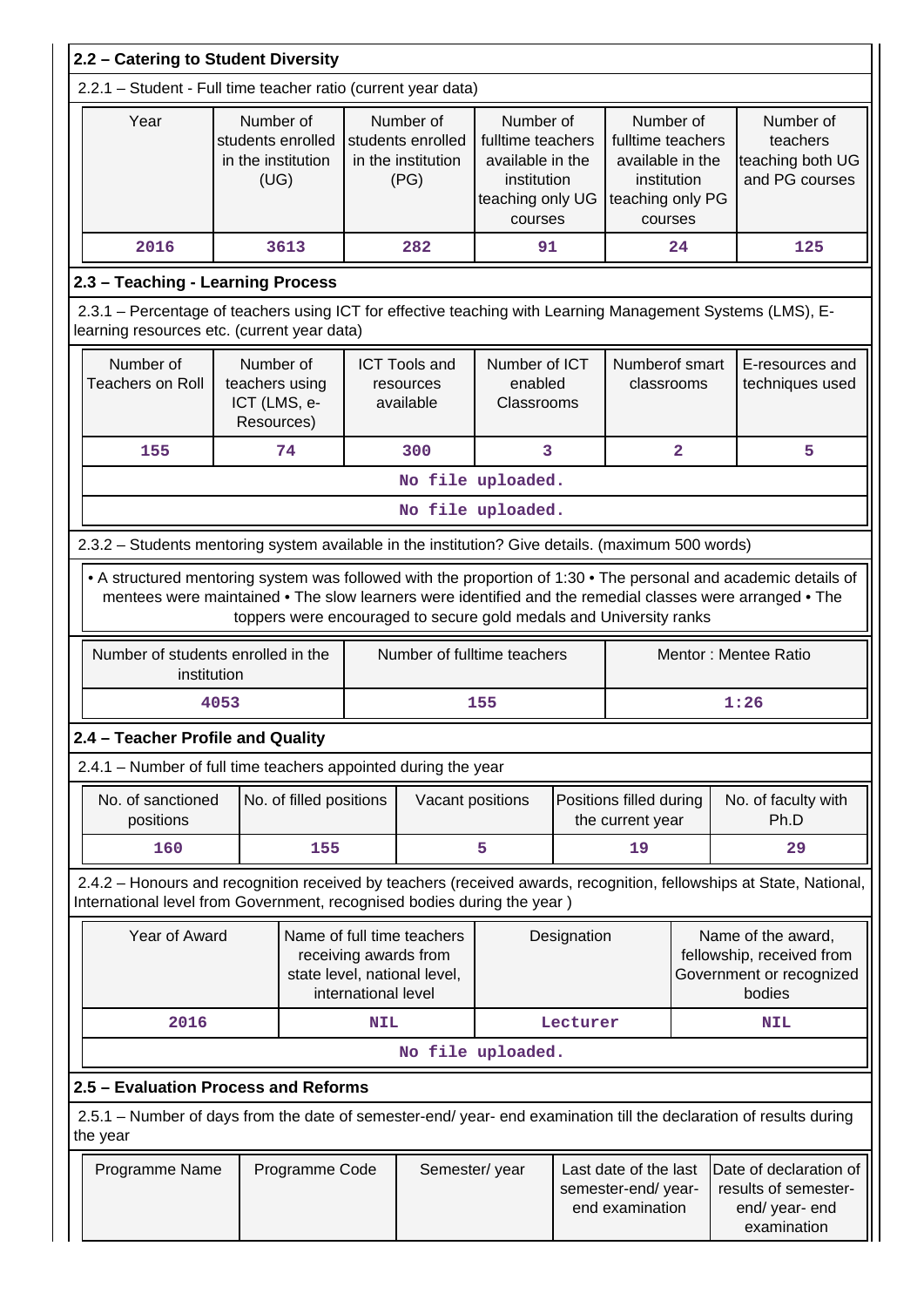## 2.2 – Catering to Student Diversity

2.2.1 – Student - Full time teacher ratio (current year data)

| Year | Number of students enrolled in the institution (UG) | Number of students enrolled in the institution (PG) | Number of fulltime teachers available in the institution teaching only UG courses | Number of fulltime teachers available in the institution teaching only PG courses | Number of teachers teaching both UG and PG courses |
|---|---|---|---|---|---|
| 2016 | 3613 | 282 | 91 | 24 | 125 |

## 2.3 – Teaching - Learning Process

2.3.1 – Percentage of teachers using ICT for effective teaching with Learning Management Systems (LMS), E-learning resources etc. (current year data)

| Number of Teachers on Roll | Number of teachers using ICT (LMS, e-Resources) | ICT Tools and resources available | Number of ICT enabled Classrooms | Numberof smart classrooms | E-resources and techniques used |
|---|---|---|---|---|---|
| 155 | 74 | 300 | 3 | 2 | 5 |
| No file uploaded. | | | | | |
| No file uploaded. | | | | | |

2.3.2 – Students mentoring system available in the institution? Give details. (maximum 500 words)

• A structured mentoring system was followed with the proportion of 1:30 • The personal and academic details of mentees were maintained • The slow learners were identified and the remedial classes were arranged • The toppers were encouraged to secure gold medals and University ranks

| Number of students enrolled in the institution | Number of fulltime teachers | Mentor : Mentee Ratio |
|---|---|---|
| 4053 | 155 | 1:26 |

## 2.4 – Teacher Profile and Quality

2.4.1 – Number of full time teachers appointed during the year

| No. of sanctioned positions | No. of filled positions | Vacant positions | Positions filled during the current year | No. of faculty with Ph.D |
|---|---|---|---|---|
| 160 | 155 | 5 | 19 | 29 |

2.4.2 – Honours and recognition received by teachers (received awards, recognition, fellowships at State, National, International level from Government, recognised bodies during the year )

| Year of Award | Name of full time teachers receiving awards from state level, national level, international level | Designation | Name of the award, fellowship, received from Government or recognized bodies |
|---|---|---|---|
| 2016 | NIL | Lecturer | NIL |
| No file uploaded. | | | |

## 2.5 – Evaluation Process and Reforms

2.5.1 – Number of days from the date of semester-end/ year- end examination till the declaration of results during the year

| Programme Name | Programme Code | Semester/ year | Last date of the last semester-end/ year- end examination | Date of declaration of results of semester-end/ year- end examination |
|---|---|---|---|---|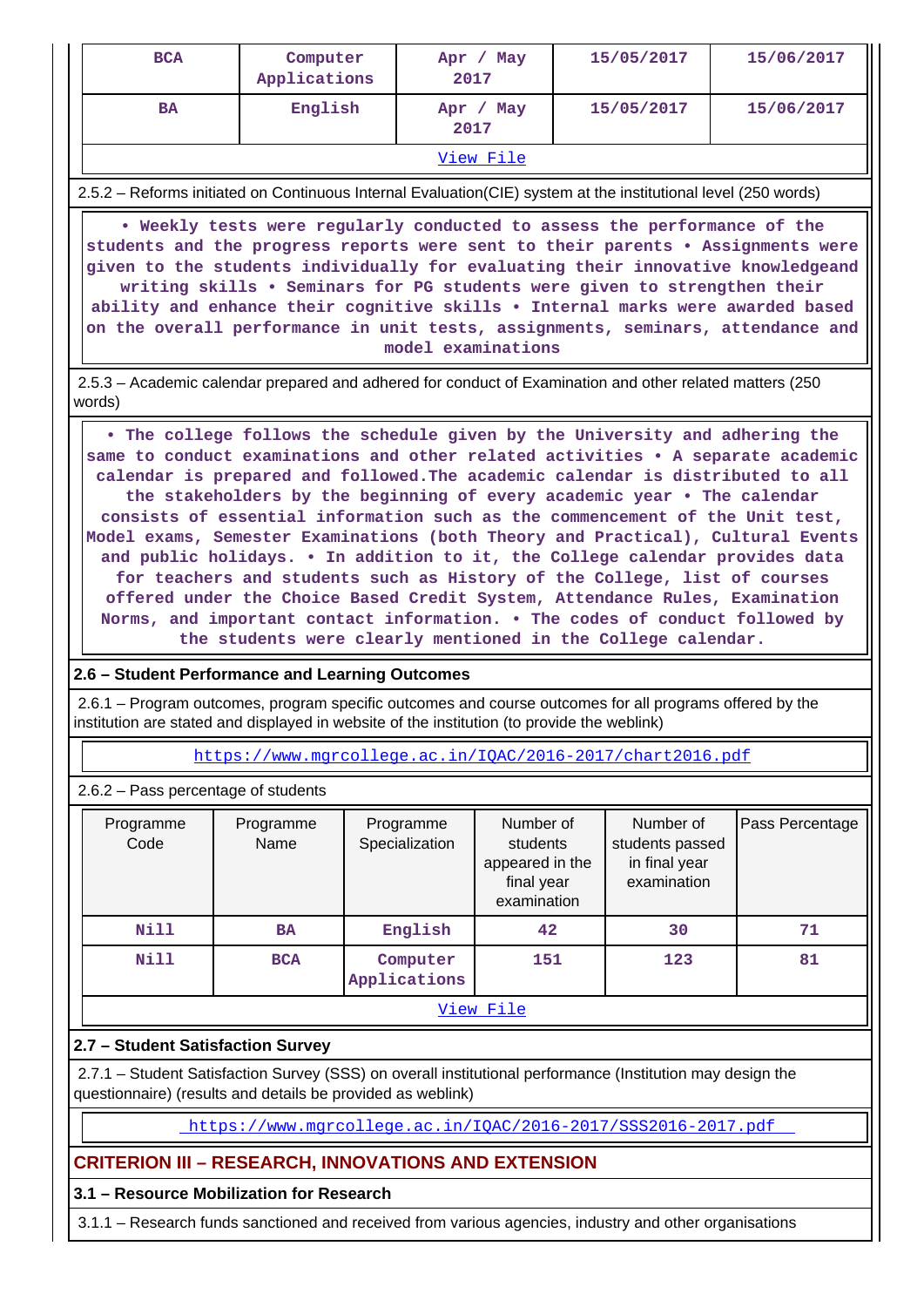| BCA | Computer Applications | Apr / May 2017 | 15/05/2017 | 15/06/2017 |
|---|---|---|---|---|
| BA | English | Apr / May 2017 | 15/05/2017 | 15/06/2017 |
| View File | | | | |

2.5.2 – Reforms initiated on Continuous Internal Evaluation(CIE) system at the institutional level (250 words)

• Weekly tests were regularly conducted to assess the performance of the students and the progress reports were sent to their parents • Assignments were given to the students individually for evaluating their innovative knowledgeand writing skills • Seminars for PG students were given to strengthen their ability and enhance their cognitive skills • Internal marks were awarded based on the overall performance in unit tests, assignments, seminars, attendance and model examinations

2.5.3 – Academic calendar prepared and adhered for conduct of Examination and other related matters (250 words)

• The college follows the schedule given by the University and adhering the same to conduct examinations and other related activities • A separate academic calendar is prepared and followed.The academic calendar is distributed to all the stakeholders by the beginning of every academic year • The calendar consists of essential information such as the commencement of the Unit test, Model exams, Semester Examinations (both Theory and Practical), Cultural Events and public holidays. • In addition to it, the College calendar provides data for teachers and students such as History of the College, list of courses offered under the Choice Based Credit System, Attendance Rules, Examination Norms, and important contact information. • The codes of conduct followed by the students were clearly mentioned in the College calendar.

### 2.6 – Student Performance and Learning Outcomes

2.6.1 – Program outcomes, program specific outcomes and course outcomes for all programs offered by the institution are stated and displayed in website of the institution (to provide the weblink)

https://www.mgrcollege.ac.in/IQAC/2016-2017/chart2016.pdf

2.6.2 – Pass percentage of students

| Programme Code | Programme Name | Programme Specialization | Number of students appeared in the final year examination | Number of students passed in final year examination | Pass Percentage |
|---|---|---|---|---|---|
| Nill | BA | English | 42 | 30 | 71 |
| Nill | BCA | Computer Applications | 151 | 123 | 81 |
| View File | | | | | |

### 2.7 – Student Satisfaction Survey

2.7.1 – Student Satisfaction Survey (SSS) on overall institutional performance (Institution may design the questionnaire) (results and details be provided as weblink)

https://www.mgrcollege.ac.in/IQAC/2016-2017/SSS2016-2017.pdf

## CRITERION III – RESEARCH, INNOVATIONS AND EXTENSION

### 3.1 – Resource Mobilization for Research

3.1.1 – Research funds sanctioned and received from various agencies, industry and other organisations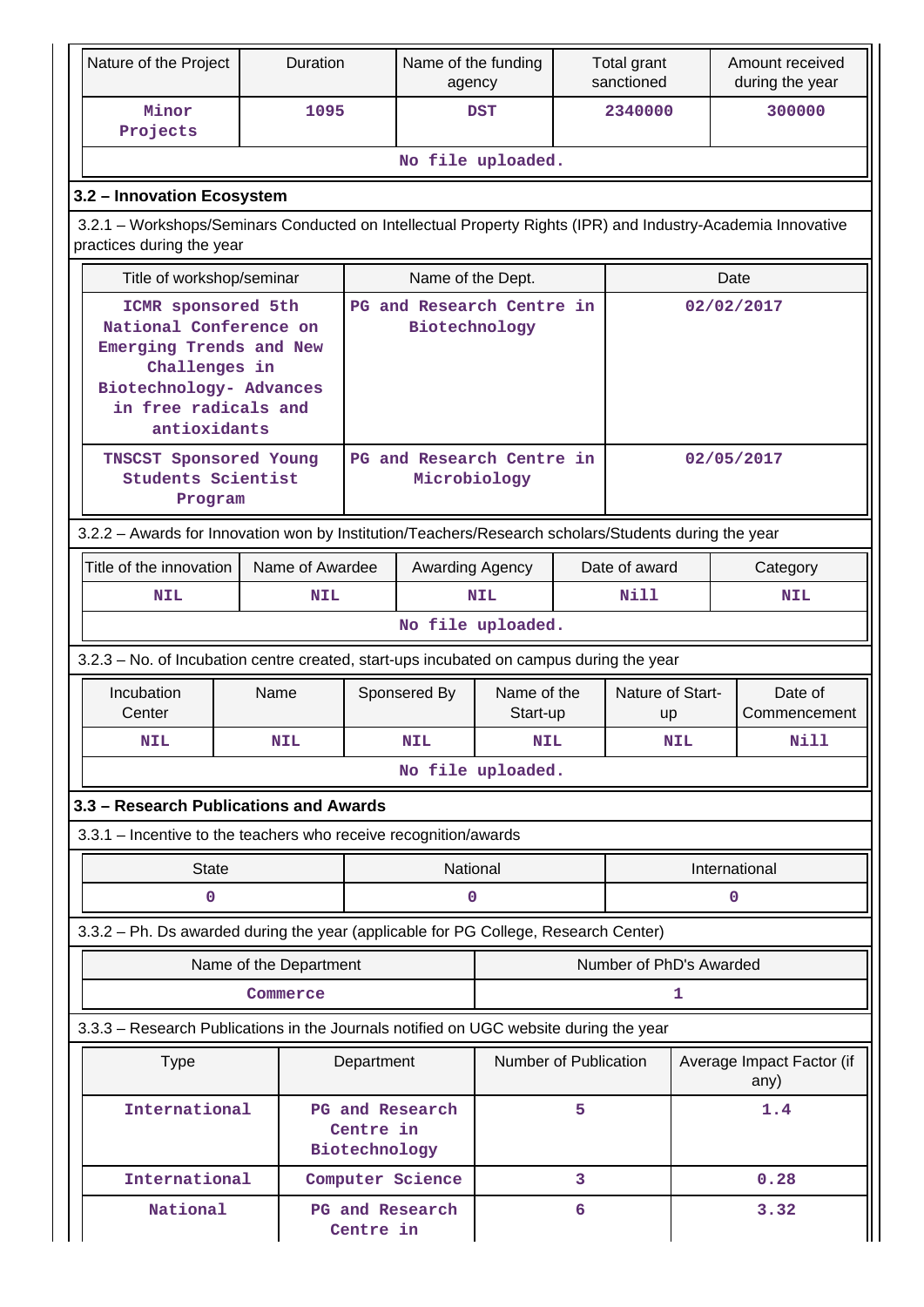| Nature of the Project | Duration | Name of the funding agency | Total grant sanctioned | Amount received during the year |
|---|---|---|---|---|
| Minor Projects | 1095 | DST | 2340000 | 300000 |
| No file uploaded. | | | | |

### 3.2 – Innovation Ecosystem

3.2.1 – Workshops/Seminars Conducted on Intellectual Property Rights (IPR) and Industry-Academia Innovative practices during the year

| Title of workshop/seminar | Name of the Dept. | Date |
|---|---|---|
| ICMR sponsored 5th National Conference on Emerging Trends and New Challenges in Biotechnology- Advances in free radicals and antioxidants | PG and Research Centre in Biotechnology | 02/02/2017 |
| TNSCST Sponsored Young Students Scientist Program | PG and Research Centre in Microbiology | 02/05/2017 |

3.2.2 – Awards for Innovation won by Institution/Teachers/Research scholars/Students during the year

| Title of the innovation | Name of Awardee | Awarding Agency | Date of award | Category |
|---|---|---|---|---|
| NIL | NIL | NIL | Nill | NIL |
| No file uploaded. | | | | |

3.2.3 – No. of Incubation centre created, start-ups incubated on campus during the year

| Incubation Center | Name | Sponsored By | Name of the Start-up | Nature of Start-up | Date of Commencement |
|---|---|---|---|---|---|
| NIL | NIL | NIL | NIL | NIL | Nill |
| No file uploaded. | | | | | |

### 3.3 – Research Publications and Awards

3.3.1 – Incentive to the teachers who receive recognition/awards

| State | National | International |
|---|---|---|
| 0 | 0 | 0 |

3.3.2 – Ph. Ds awarded during the year (applicable for PG College, Research Center)

| Name of the Department | Number of PhD's Awarded |
|---|---|
| Commerce | 1 |

3.3.3 – Research Publications in the Journals notified on UGC website during the year

| Type | Department | Number of Publication | Average Impact Factor (if any) |
|---|---|---|---|
| International | PG and Research Centre in Biotechnology | 5 | 1.4 |
| International | Computer Science | 3 | 0.28 |
| National | PG and Research Centre in | 6 | 3.32 |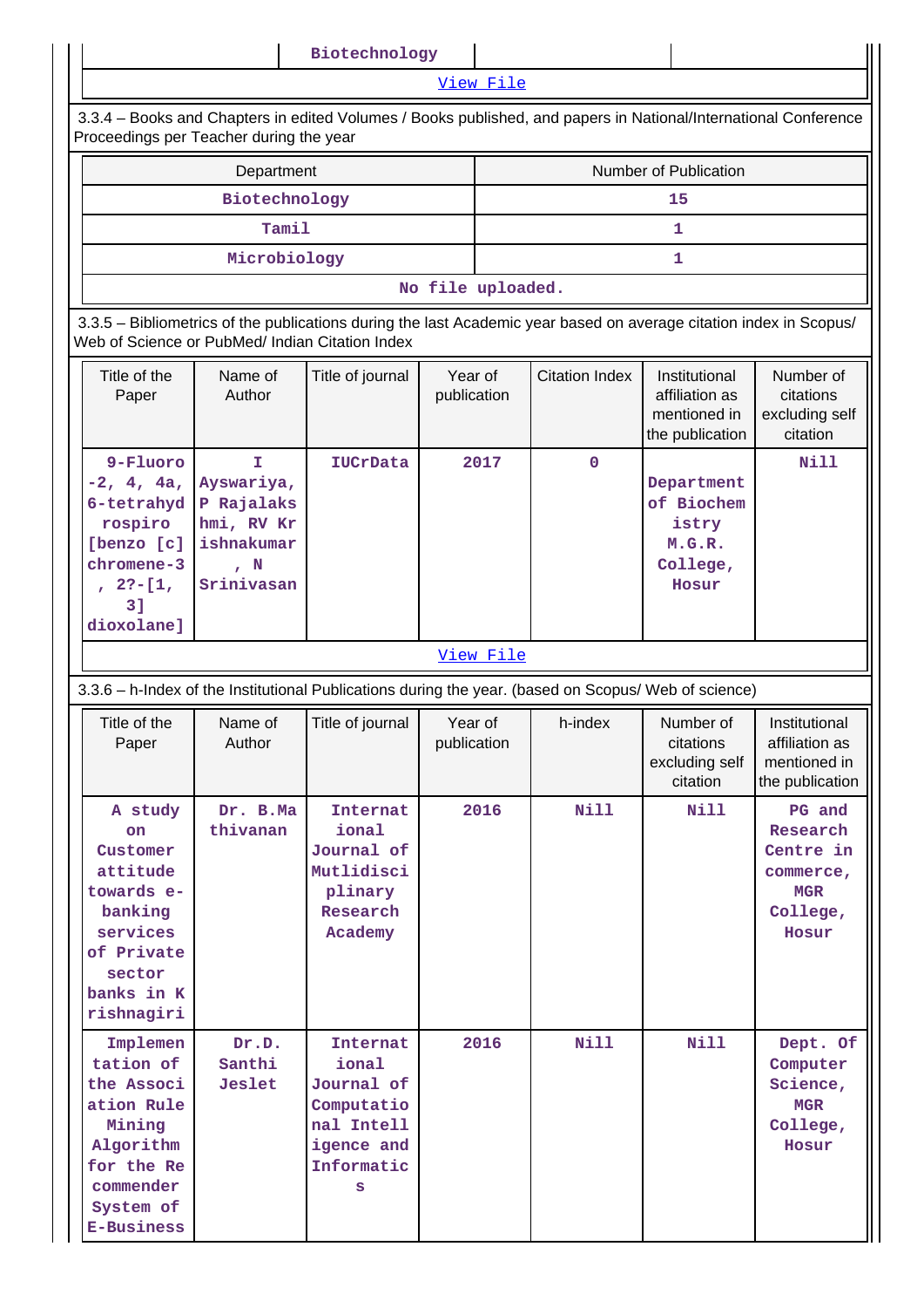| | Biotechnology | | |
|---|---|---|---|

[View File]

3.3.4 – Books and Chapters in edited Volumes / Books published, and papers in National/International Conference Proceedings per Teacher during the year

| Department | Number of Publication |
|---|---|
| Biotechnology | 15 |
| Tamil | 1 |
| Microbiology | 1 |

No file uploaded.

3.3.5 – Bibliometrics of the publications during the last Academic year based on average citation index in Scopus/ Web of Science or PubMed/ Indian Citation Index

| Title of the Paper | Name of Author | Title of journal | Year of publication | Citation Index | Institutional affiliation as mentioned in the publication | Number of citations excluding self citation |
|---|---|---|---|---|---|---|
| 9-Fluoro -2, 4, 4a, 6-tetrahydrospiro [benzo [c] chromene-3 , 2?-[1, 3] dioxolane] | I Ayswariya, P Rajalakshmi, RV Krishnakumar , N Srinivasan | IUCrData | 2017 | 0 | Department of Biochemistry M.G.R. College, Hosur | Nill |

[View File]

3.3.6 – h-Index of the Institutional Publications during the year. (based on Scopus/ Web of science)

| Title of the Paper | Name of Author | Title of journal | Year of publication | h-index | Number of citations excluding self citation | Institutional affiliation as mentioned in the publication |
|---|---|---|---|---|---|---|
| A study on Customer attitude towards e-banking services of Private sector banks in Krishnagiri | Dr. B.Mathivanan | International Journal of Mutlidisciplinary Research Academy | 2016 | Nill | Nill | PG and Research Centre in commerce, MGR College, Hosur |
| Implementation of the Association Rule Mining Algorithm for the Recommender System of E-Business | Dr.D. Santhi Jeslet | International Journal of Computational Intelligence and Informatics | 2016 | Nill | Nill | Dept. Of Computer Science, MGR College, Hosur |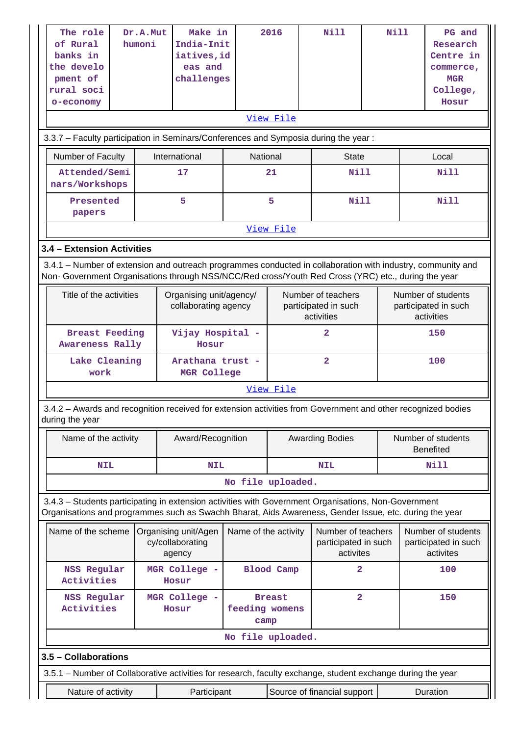| The role of Rural banks in the development of rural socio-economy | Dr.A.Muthumoni | Make in India-Initiatives,ideas and challenges | 2016 | Nill | Nill | PG and Research Centre in commerce, MGR College, Hosur |
|---|---|---|---|---|---|---|
| View File | | | | | | |

3.3.7 – Faculty participation in Seminars/Conferences and Symposia during the year :

| Number of Faculty | International | National | State | Local |
|---|---|---|---|---|
| Attended/Seminars/Workshops | 17 | 21 | Nill | Nill |
| Presented papers | 5 | 5 | Nill | Nill |
| View File | | | | |

### 3.4 – Extension Activities

3.4.1 – Number of extension and outreach programmes conducted in collaboration with industry, community and Non- Government Organisations through NSS/NCC/Red cross/Youth Red Cross (YRC) etc., during the year

| Title of the activities | Organising unit/agency/ collaborating agency | Number of teachers participated in such activities | Number of students participated in such activities |
|---|---|---|---|
| Breast Feeding Awareness Rally | Vijay Hospital - Hosur | 2 | 150 |
| Lake Cleaning work | Arathana trust - MGR College | 2 | 100 |
| View File | | | |

3.4.2 – Awards and recognition received for extension activities from Government and other recognized bodies during the year

| Name of the activity | Award/Recognition | Awarding Bodies | Number of students Benefited |
|---|---|---|---|
| NIL | NIL | NIL | Nill |
| No file uploaded. | | | |

3.4.3 – Students participating in extension activities with Government Organisations, Non-Government Organisations and programmes such as Swachh Bharat, Aids Awareness, Gender Issue, etc. during the year

| Name of the scheme | Organising unit/Agency/collaborating agency | Name of the activity | Number of teachers participated in such activites | Number of students participated in such activites |
|---|---|---|---|---|
| NSS Regular Activities | MGR College - Hosur | Blood Camp | 2 | 100 |
| NSS Regular Activities | MGR College - Hosur | Breast feeding womens camp | 2 | 150 |
| No file uploaded. | | | | |

### 3.5 – Collaborations

3.5.1 – Number of Collaborative activities for research, faculty exchange, student exchange during the year

| Nature of activity | Participant | Source of financial support | Duration |
|---|---|---|---|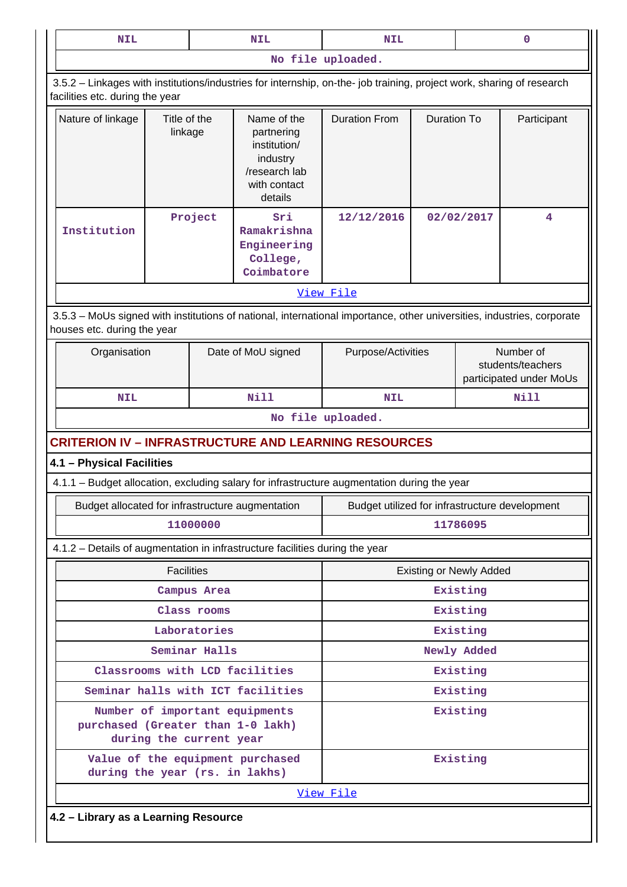| NIL | NIL | NIL | 0 |
|---|---|---|---|
| No file uploaded. | | | |

3.5.2 – Linkages with institutions/industries for internship, on-the- job training, project work, sharing of research facilities etc. during the year

| Nature of linkage | Title of the linkage | Name of the partnering institution/ industry /research lab with contact details | Duration From | Duration To | Participant |
|---|---|---|---|---|---|
| Institution | Project | Sri Ramakrishna Engineering College, Coimbatore | 12/12/2016 | 02/02/2017 | 4 |
| View File | | | | | |

3.5.3 – MoUs signed with institutions of national, international importance, other universities, industries, corporate houses etc. during the year

| Organisation | Date of MoU signed | Purpose/Activities | Number of students/teachers participated under MoUs |
|---|---|---|---|
| NIL | Nill | NIL | Nill |
| No file uploaded. | | | |

## CRITERION IV – INFRASTRUCTURE AND LEARNING RESOURCES

### 4.1 – Physical Facilities

4.1.1 – Budget allocation, excluding salary for infrastructure augmentation during the year

| Budget allocated for infrastructure augmentation | Budget utilized for infrastructure development |
|---|---|
| 11000000 | 11786095 |

4.1.2 – Details of augmentation in infrastructure facilities during the year

| Facilities | Existing or Newly Added |
|---|---|
| Campus Area | Existing |
| Class rooms | Existing |
| Laboratories | Existing |
| Seminar Halls | Newly Added |
| Classrooms with LCD facilities | Existing |
| Seminar halls with ICT facilities | Existing |
| Number of important equipments purchased (Greater than 1-0 lakh) during the current year | Existing |
| Value of the equipment purchased during the year (rs. in lakhs) | Existing |
| View File | |

### 4.2 – Library as a Learning Resource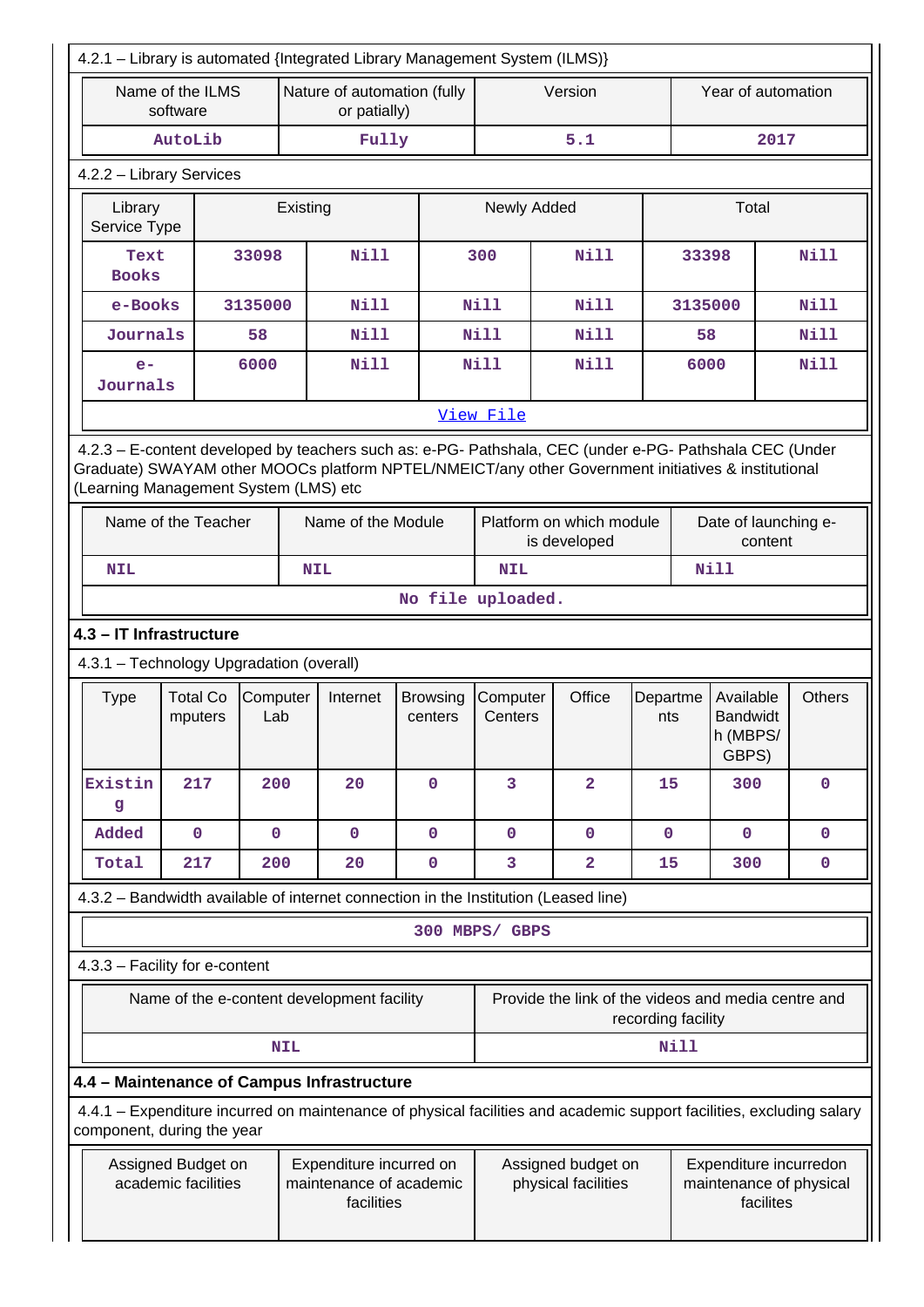4.2.1 – Library is automated {Integrated Library Management System (ILMS)}

| Name of the ILMS software | Nature of automation (fully or patially) | Version | Year of automation |
|---|---|---|---|
| AutoLib | Fully | 5.1 | 2017 |

4.2.2 – Library Services

| Library Service Type | Existing | | Newly Added | | Total | |
|---|---|---|---|---|---|---|
| Text Books | 33098 | Nill | 300 | Nill | 33398 | Nill |
| e-Books | 3135000 | Nill | Nill | Nill | 3135000 | Nill |
| Journals | 58 | Nill | Nill | Nill | 58 | Nill |
| e-Journals | 6000 | Nill | Nill | Nill | 6000 | Nill |

View File

4.2.3 – E-content developed by teachers such as: e-PG- Pathshala, CEC (under e-PG- Pathshala CEC (Under Graduate) SWAYAM other MOOCs platform NPTEL/NMEICT/any other Government initiatives & institutional (Learning Management System (LMS) etc

| Name of the Teacher | Name of the Module | Platform on which module is developed | Date of launching e-content |
|---|---|---|---|
| NIL | NIL | NIL | Nill |

No file uploaded.

**4.3 – IT Infrastructure**

4.3.1 – Technology Upgradation (overall)

| Type | Total Computers | Computer Lab | Internet | Browsing centers | Computer Centers | Office | Departments | Available Bandwidth (MBPS/ GBPS) | Others |
|---|---|---|---|---|---|---|---|---|---|
| Existing | 217 | 200 | 20 | 0 | 3 | 2 | 15 | 300 | 0 |
| Added | 0 | 0 | 0 | 0 | 0 | 0 | 0 | 0 | 0 |
| Total | 217 | 200 | 20 | 0 | 3 | 2 | 15 | 300 | 0 |

4.3.2 – Bandwidth available of internet connection in the Institution (Leased line)

300 MBPS/ GBPS

4.3.3 – Facility for e-content

| Name of the e-content development facility | Provide the link of the videos and media centre and recording facility |
|---|---|
| NIL | Nill |

**4.4 – Maintenance of Campus Infrastructure**

4.4.1 – Expenditure incurred on maintenance of physical facilities and academic support facilities, excluding salary component, during the year

| Assigned Budget on academic facilities | Expenditure incurred on maintenance of academic facilities | Assigned budget on physical facilities | Expenditure incurredon maintenance of physical facilites |
|---|---|---|---|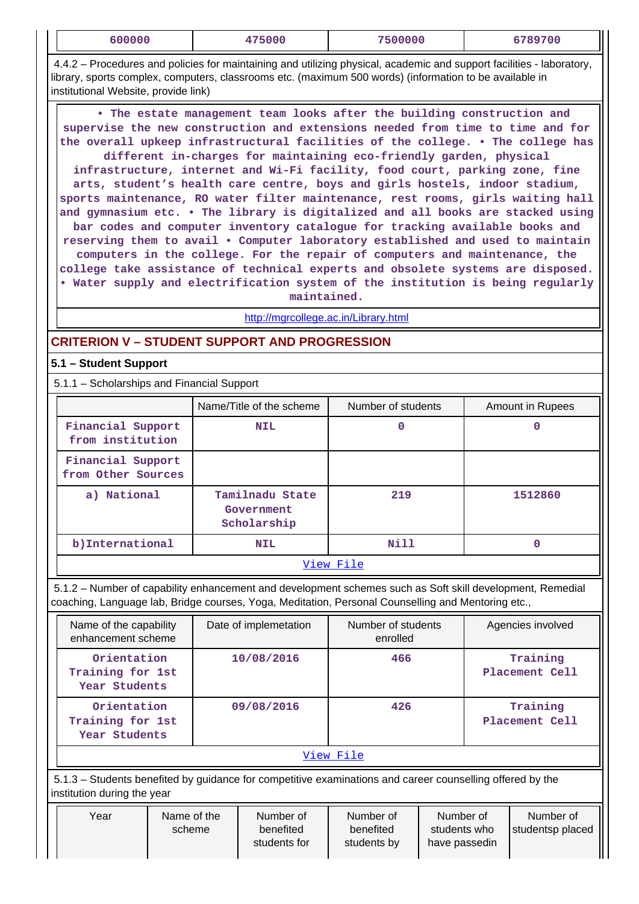| 600000 | 475000 | 7500000 | 6789700 |
|---|---|---|---|

4.4.2 – Procedures and policies for maintaining and utilizing physical, academic and support facilities - laboratory, library, sports complex, computers, classrooms etc. (maximum 500 words) (information to be available in institutional Website, provide link)

• The estate management team looks after the building construction and supervise the new construction and extensions needed from time to time and for the overall upkeep infrastructural facilities of the college. • The college has different in-charges for maintaining eco-friendly garden, physical infrastructure, internet and Wi-Fi facility, food court, parking zone, fine arts, student's health care centre, boys and girls hostels, indoor stadium, sports maintenance, RO water filter maintenance, rest rooms, girls waiting hall and gymnasium etc. • The library is digitalized and all books are stacked using bar codes and computer inventory catalogue for tracking available books and reserving them to avail • Computer laboratory established and used to maintain computers in the college. For the repair of computers and maintenance, the college take assistance of technical experts and obsolete systems are disposed. • Water supply and electrification system of the institution is being regularly maintained.

http://mgrcollege.ac.in/Library.html

## CRITERION V – STUDENT SUPPORT AND PROGRESSION

### 5.1 – Student Support

5.1.1 – Scholarships and Financial Support

| | Name/Title of the scheme | Number of students | Amount in Rupees |
|---|---|---|---|
| Financial Support from institution | NIL | 0 | 0 |
| Financial Support from Other Sources | | | |
| a) National | Tamilnadu State Government Scholarship | 219 | 1512860 |
| b)International | NIL | Nill | 0 |

View File

5.1.2 – Number of capability enhancement and development schemes such as Soft skill development, Remedial coaching, Language lab, Bridge courses, Yoga, Meditation, Personal Counselling and Mentoring etc.,

| Name of the capability enhancement scheme | Date of implemetation | Number of students enrolled | Agencies involved |
|---|---|---|---|
| Orientation Training for 1st Year Students | 10/08/2016 | 466 | Training Placement Cell |
| Orientation Training for 1st Year Students | 09/08/2016 | 426 | Training Placement Cell |

View File

5.1.3 – Students benefited by guidance for competitive examinations and career counselling offered by the institution during the year

| Year | Name of the scheme | Number of benefited students for | Number of benefited students by | Number of students who have passedin | Number of studentsp placed |
|---|---|---|---|---|---|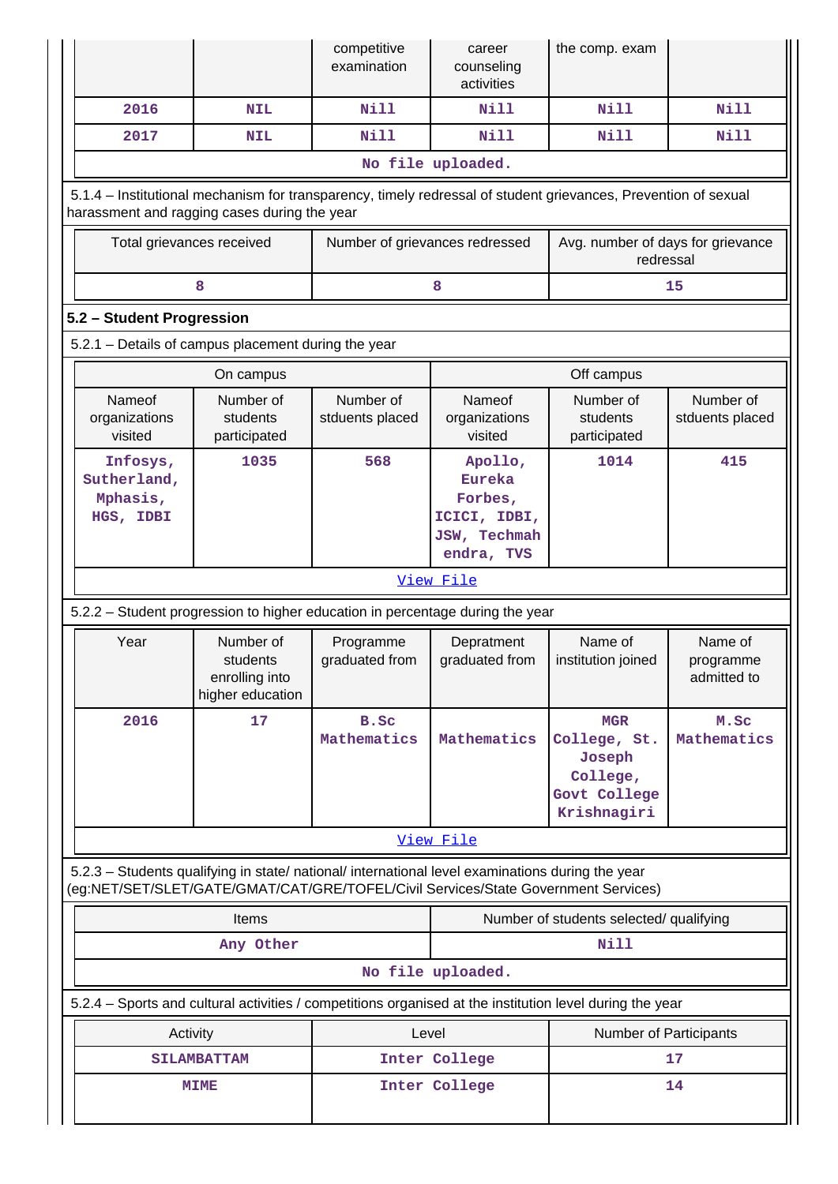| | | competitive examination | career counseling activities | the comp. exam | |
|---|---|---|---|---|---|
| 2016 | NIL | Nill | Nill | Nill | Nill |
| 2017 | NIL | Nill | Nill | Nill | Nill |
| No file uploaded. | | | | | |

5.1.4 – Institutional mechanism for transparency, timely redressal of student grievances, Prevention of sexual harassment and ragging cases during the year

| Total grievances received | Number of grievances redressed | Avg. number of days for grievance redressal |
|---|---|---|
| 8 | 8 | 15 |

**5.2 – Student Progression**

5.2.1 – Details of campus placement during the year

| On campus | | | Off campus | | |
|---|---|---|---|---|---|
| Nameof organizations visited | Number of students participated | Number of stduents placed | Nameof organizations visited | Number of students participated | Number of stduents placed |
| Infosys, Sutherland, Mphasis, HGS, IDBI | 1035 | 568 | Apollo, Eureka Forbes, ICICI, IDBI, JSW, Techmahendra, TVS | 1014 | 415 |
| View File | | | | | |

5.2.2 – Student progression to higher education in percentage during the year

| Year | Number of students enrolling into higher education | Programme graduated from | Depratment graduated from | Name of institution joined | Name of programme admitted to |
|---|---|---|---|---|---|
| 2016 | 17 | B.Sc Mathematics | Mathematics | MGR College, St. Joseph College, Govt College Krishnagiri | M.Sc Mathematics |
| View File | | | | | |

5.2.3 – Students qualifying in state/ national/ international level examinations during the year (eg:NET/SET/SLET/GATE/GMAT/CAT/GRE/TOFEL/Civil Services/State Government Services)

| Items | Number of students selected/ qualifying |
|---|---|
| Any Other | Nill |
| No file uploaded. | |

5.2.4 – Sports and cultural activities / competitions organised at the institution level during the year

| Activity | Level | Number of Participants |
|---|---|---|
| SILAMBATTAM | Inter College | 17 |
| MIME | Inter College | 14 |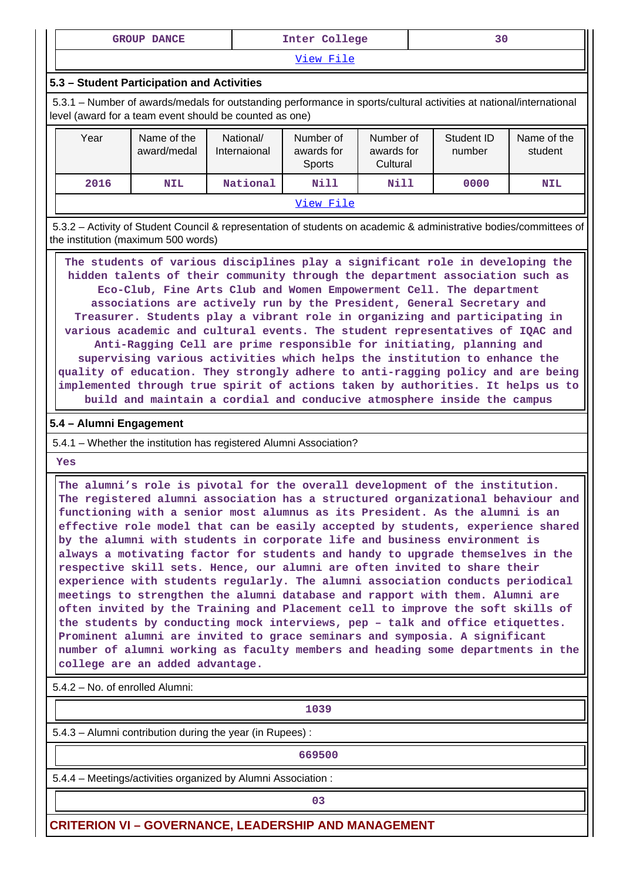| GROUP DANCE | Inter College | 30 |
|---|---|---|

View File

### 5.3 – Student Participation and Activities

5.3.1 – Number of awards/medals for outstanding performance in sports/cultural activities at national/international level (award for a team event should be counted as one)

| Year | Name of the award/medal | National/ Internaional | Number of awards for Sports | Number of awards for Cultural | Student ID number | Name of the student |
|---|---|---|---|---|---|---|
| 2016 | NIL | National | Nill | Nill | 0000 | NIL |

View File

5.3.2 – Activity of Student Council & representation of students on academic & administrative bodies/committees of the institution (maximum 500 words)

The students of various disciplines play a significant role in developing the hidden talents of their community through the department association such as Eco-Club, Fine Arts Club and Women Empowerment Cell. The department associations are actively run by the President, General Secretary and Treasurer. Students play a vibrant role in organizing and participating in various academic and cultural events. The student representatives of IQAC and Anti-Ragging Cell are prime responsible for initiating, planning and supervising various activities which helps the institution to enhance the quality of education. They strongly adhere to anti-ragging policy and are being implemented through true spirit of actions taken by authorities. It helps us to build and maintain a cordial and conducive atmosphere inside the campus

### 5.4 – Alumni Engagement

5.4.1 – Whether the institution has registered Alumni Association?

Yes

The alumni's role is pivotal for the overall development of the institution. The registered alumni association has a structured organizational behaviour and functioning with a senior most alumnus as its President. As the alumni is an effective role model that can be easily accepted by students, experience shared by the alumni with students in corporate life and business environment is always a motivating factor for students and handy to upgrade themselves in the respective skill sets. Hence, our alumni are often invited to share their experience with students regularly. The alumni association conducts periodical meetings to strengthen the alumni database and rapport with them. Alumni are often invited by the Training and Placement cell to improve the soft skills of the students by conducting mock interviews, pep – talk and office etiquettes. Prominent alumni are invited to grace seminars and symposia. A significant number of alumni working as faculty members and heading some departments in the college are an added advantage.

5.4.2 – No. of enrolled Alumni:

1039

5.4.3 – Alumni contribution during the year (in Rupees) :

669500

5.4.4 – Meetings/activities organized by Alumni Association :

03

## CRITERION VI – GOVERNANCE, LEADERSHIP AND MANAGEMENT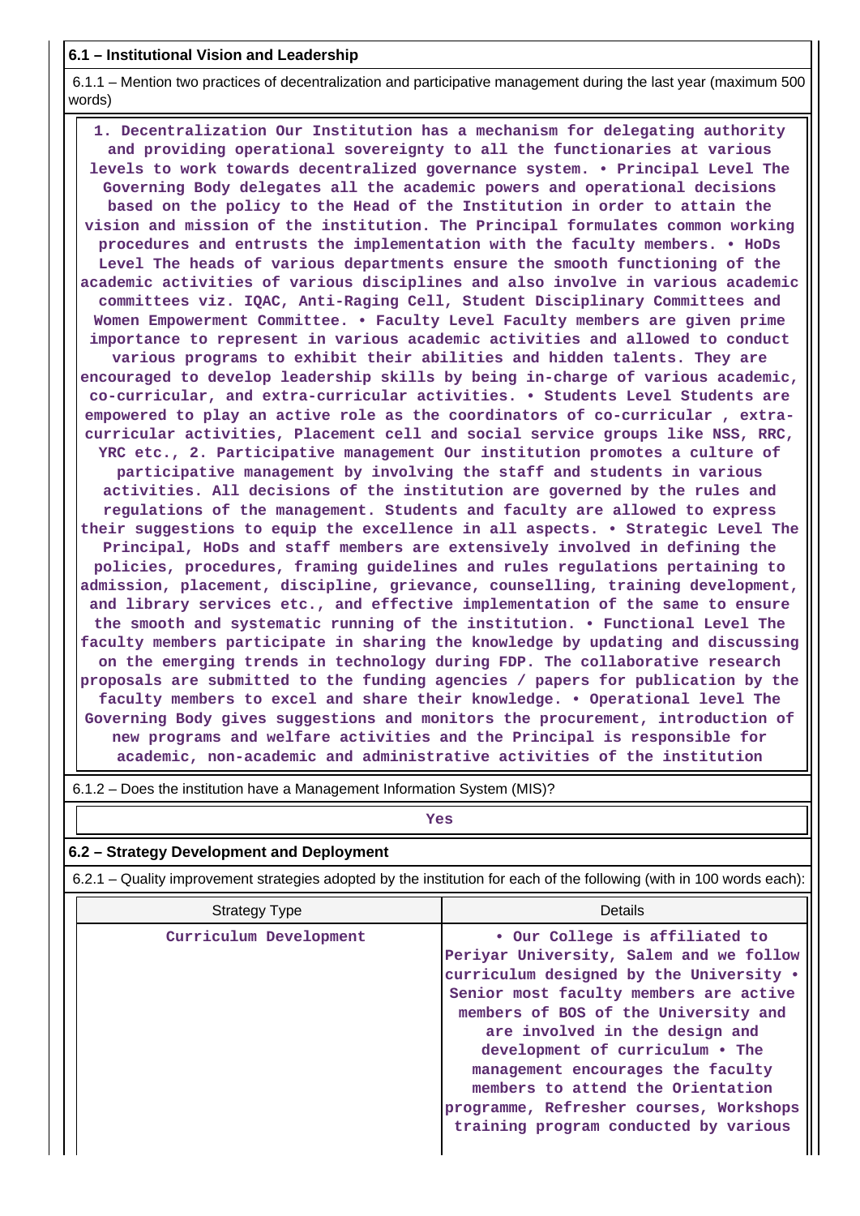**6.1 – Institutional Vision and Leadership**

6.1.1 – Mention two practices of decentralization and participative management during the last year (maximum 500 words)

1. Decentralization Our Institution has a mechanism for delegating authority and providing operational sovereignty to all the functionaries at various levels to work towards decentralized governance system. • Principal Level The Governing Body delegates all the academic powers and operational decisions based on the policy to the Head of the Institution in order to attain the vision and mission of the institution. The Principal formulates common working procedures and entrusts the implementation with the faculty members. • HoDs Level The heads of various departments ensure the smooth functioning of the academic activities of various disciplines and also involve in various academic committees viz. IQAC, Anti-Raging Cell, Student Disciplinary Committees and Women Empowerment Committee. • Faculty Level Faculty members are given prime importance to represent in various academic activities and allowed to conduct various programs to exhibit their abilities and hidden talents. They are encouraged to develop leadership skills by being in-charge of various academic, co-curricular, and extra-curricular activities. • Students Level Students are empowered to play an active role as the coordinators of co-curricular , extra-curricular activities, Placement cell and social service groups like NSS, RRC, YRC etc., 2. Participative management Our institution promotes a culture of participative management by involving the staff and students in various activities. All decisions of the institution are governed by the rules and regulations of the management. Students and faculty are allowed to express their suggestions to equip the excellence in all aspects. • Strategic Level The Principal, HoDs and staff members are extensively involved in defining the policies, procedures, framing guidelines and rules regulations pertaining to admission, placement, discipline, grievance, counselling, training development, and library services etc., and effective implementation of the same to ensure the smooth and systematic running of the institution. • Functional Level The faculty members participate in sharing the knowledge by updating and discussing on the emerging trends in technology during FDP. The collaborative research proposals are submitted to the funding agencies / papers for publication by the faculty members to excel and share their knowledge. • Operational level The Governing Body gives suggestions and monitors the procurement, introduction of new programs and welfare activities and the Principal is responsible for academic, non-academic and administrative activities of the institution

6.1.2 – Does the institution have a Management Information System (MIS)?

Yes

**6.2 – Strategy Development and Deployment**

6.2.1 – Quality improvement strategies adopted by the institution for each of the following (with in 100 words each):

| Strategy Type | Details |
|---|---|
| Curriculum Development | • Our College is affiliated to Periyar University, Salem and we follow curriculum designed by the University • Senior most faculty members are active members of BOS of the University and are involved in the design and development of curriculum • The management encourages the faculty members to attend the Orientation programme, Refresher courses, Workshops training program conducted by various |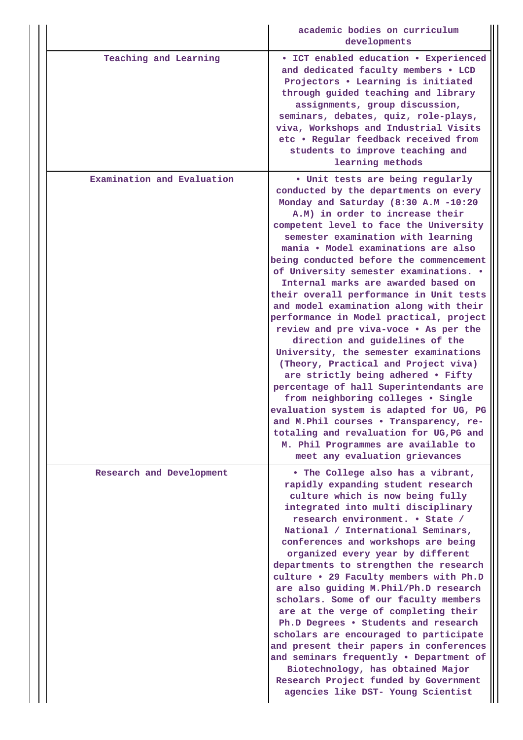| | |
|---|---|
| | academic bodies on curriculum developments |
| Teaching and Learning | • ICT enabled education • Experienced and dedicated faculty members • LCD Projectors • Learning is initiated through guided teaching and library assignments, group discussion, seminars, debates, quiz, role-plays, viva, Workshops and Industrial Visits etc • Regular feedback received from students to improve teaching and learning methods |
| Examination and Evaluation | • Unit tests are being regularly conducted by the departments on every Monday and Saturday (8:30 A.M -10:20 A.M) in order to increase their competent level to face the University semester examination with learning mania • Model examinations are also being conducted before the commencement of University semester examinations. • Internal marks are awarded based on their overall performance in Unit tests and model examination along with their performance in Model practical, project review and pre viva-voce • As per the direction and guidelines of the University, the semester examinations (Theory, Practical and Project viva) are strictly being adhered • Fifty percentage of hall Superintendants are from neighboring colleges • Single evaluation system is adapted for UG, PG and M.Phil courses • Transparency, re-totaling and revaluation for UG,PG and M. Phil Programmes are available to meet any evaluation grievances |
| Research and Development | • The College also has a vibrant, rapidly expanding student research culture which is now being fully integrated into multi disciplinary research environment. • State / National / International Seminars, conferences and workshops are being organized every year by different departments to strengthen the research culture • 29 Faculty members with Ph.D are also guiding M.Phil/Ph.D research scholars. Some of our faculty members are at the verge of completing their Ph.D Degrees • Students and research scholars are encouraged to participate and present their papers in conferences and seminars frequently • Department of Biotechnology, has obtained Major Research Project funded by Government agencies like DST- Young Scientist |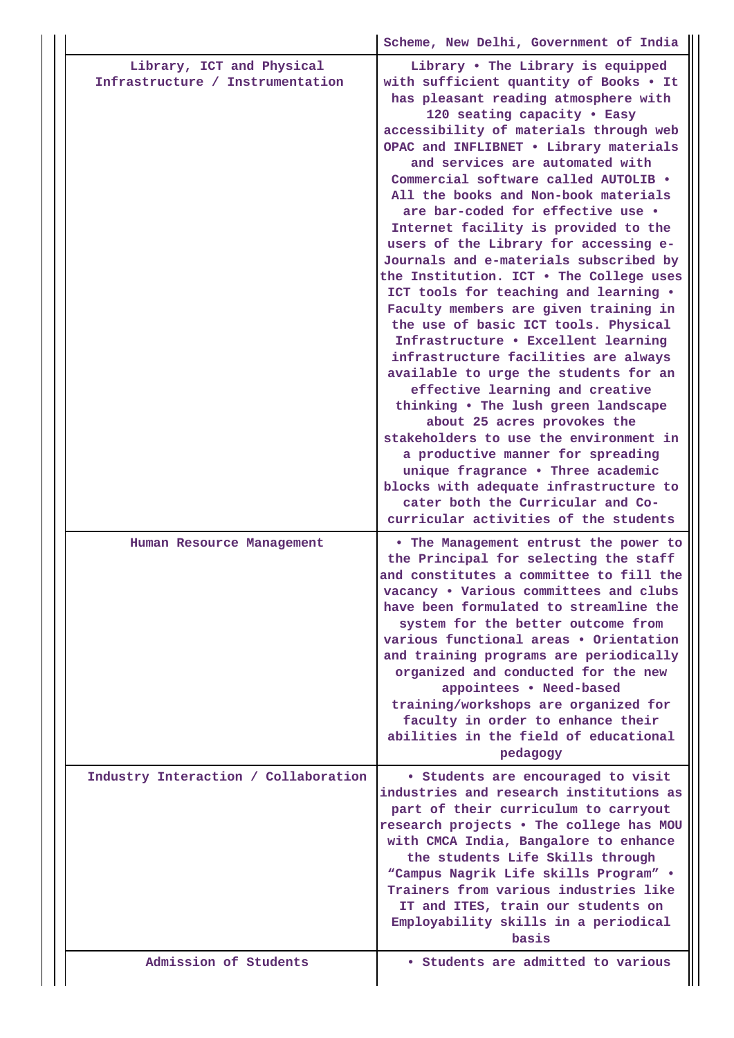| | |
|---|---|
| | Scheme, New Delhi, Government of India |
| Library, ICT and Physical Infrastructure / Instrumentation | Library • The Library is equipped with sufficient quantity of Books • It has pleasant reading atmosphere with 120 seating capacity • Easy accessibility of materials through web OPAC and INFLIBNET • Library materials and services are automated with Commercial software called AUTOLIB • All the books and Non-book materials are bar-coded for effective use • Internet facility is provided to the users of the Library for accessing e-Journals and e-materials subscribed by the Institution. ICT • The College uses ICT tools for teaching and learning • Faculty members are given training in the use of basic ICT tools. Physical Infrastructure • Excellent learning infrastructure facilities are always available to urge the students for an effective learning and creative thinking • The lush green landscape about 25 acres provokes the stakeholders to use the environment in a productive manner for spreading unique fragrance • Three academic blocks with adequate infrastructure to cater both the Curricular and Co-curricular activities of the students |
| Human Resource Management | • The Management entrust the power to the Principal for selecting the staff and constitutes a committee to fill the vacancy • Various committees and clubs have been formulated to streamline the system for the better outcome from various functional areas • Orientation and training programs are periodically organized and conducted for the new appointees • Need-based training/workshops are organized for faculty in order to enhance their abilities in the field of educational pedagogy |
| Industry Interaction / Collaboration | • Students are encouraged to visit industries and research institutions as part of their curriculum to carryout research projects • The college has MOU with CMCA India, Bangalore to enhance the students Life Skills through "Campus Nagrik Life skills Program" • Trainers from various industries like IT and ITES, train our students on Employability skills in a periodical basis |
| Admission of Students | • Students are admitted to various |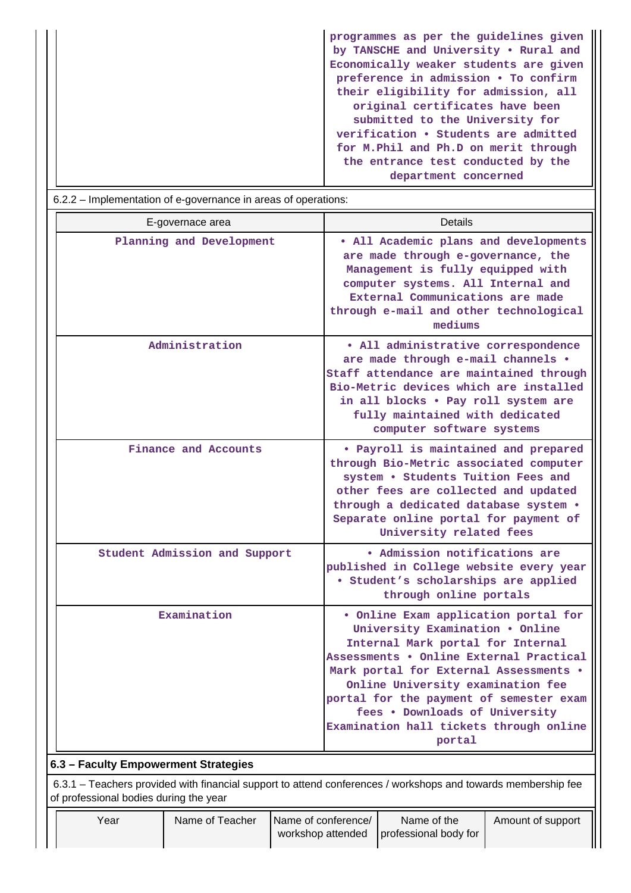| | programmes as per the guidelines given by TANSCHE and University • Rural and Economically weaker students are given preference in admission • To confirm their eligibility for admission, all original certificates have been submitted to the University for verification • Students are admitted for M.Phil and Ph.D on merit through the entrance test conducted by the department concerned |
|---|---|

6.2.2 – Implementation of e-governance in areas of operations:

| E-governace area | Details |
|---|---|
| Planning and Development | • All Academic plans and developments are made through e-governance, the Management is fully equipped with computer systems. All Internal and External Communications are made through e-mail and other technological mediums |
| Administration | • All administrative correspondence are made through e-mail channels • Staff attendance are maintained through Bio-Metric devices which are installed in all blocks • Pay roll system are fully maintained with dedicated computer software systems |
| Finance and Accounts | • Payroll is maintained and prepared through Bio-Metric associated computer system • Students Tuition Fees and other fees are collected and updated through a dedicated database system • Separate online portal for payment of University related fees |
| Student Admission and Support | • Admission notifications are published in College website every year • Student's scholarships are applied through online portals |
| Examination | • Online Exam application portal for University Examination • Online Internal Mark portal for Internal Assessments • Online External Practical Mark portal for External Assessments • Online University examination fee portal for the payment of semester exam fees • Downloads of University Examination hall tickets through online portal |

**6.3 – Faculty Empowerment Strategies**

6.3.1 – Teachers provided with financial support to attend conferences / workshops and towards membership fee of professional bodies during the year

| Year | Name of Teacher | Name of conference/ workshop attended | Name of the professional body for | Amount of support |
|---|---|---|---|---|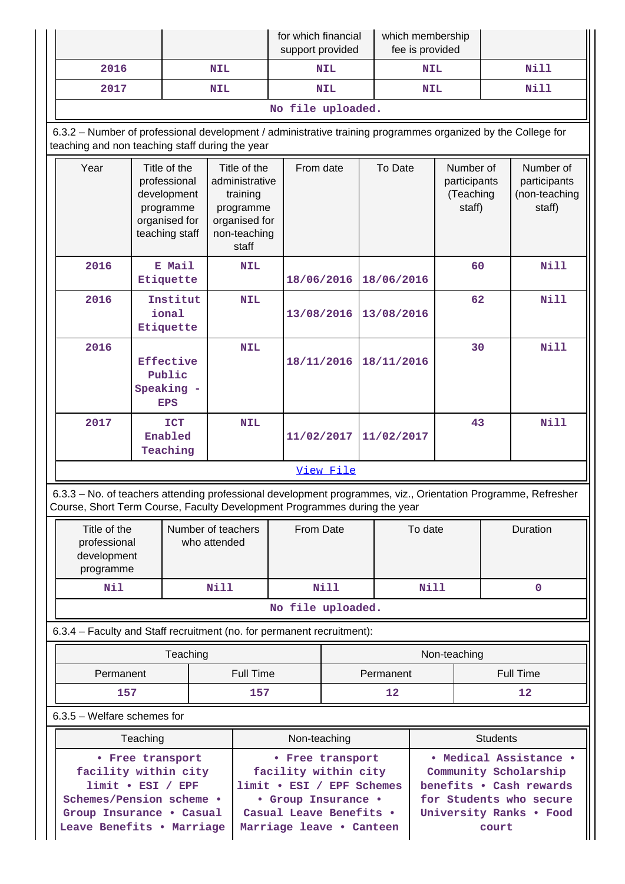| | | for which financial support provided | which membership fee is provided | |
|---|---|---|---|---|
| 2016 | NIL | NIL | NIL | Nill |
| 2017 | NIL | NIL | NIL | Nill |

No file uploaded.

6.3.2 – Number of professional development / administrative training programmes organized by the College for teaching and non teaching staff during the year

| Year | Title of the professional development programme organised for teaching staff | Title of the administrative training programme organised for non-teaching staff | From date | To Date | Number of participants (Teaching staff) | Number of participants (non-teaching staff) |
|---|---|---|---|---|---|---|
| 2016 | E Mail Etiquette | NIL | 18/06/2016 | 18/06/2016 | 60 | Nill |
| 2016 | Institutional Etiquette | NIL | 13/08/2016 | 13/08/2016 | 62 | Nill |
| 2016 | Effective Public Speaking - EPS | NIL | 18/11/2016 | 18/11/2016 | 30 | Nill |
| 2017 | ICT Enabled Teaching | NIL | 11/02/2017 | 11/02/2017 | 43 | Nill |

[View File]

6.3.3 – No. of teachers attending professional development programmes, viz., Orientation Programme, Refresher Course, Short Term Course, Faculty Development Programmes during the year

| Title of the professional development programme | Number of teachers who attended | From Date | To date | Duration |
|---|---|---|---|---|
| Nil | Nill | Nill | Nill | 0 |

No file uploaded.

6.3.4 – Faculty and Staff recruitment (no. for permanent recruitment):

| Teaching | | Non-teaching | |
|---|---|---|---|
| Permanent | Full Time | Permanent | Full Time |
| 157 | 157 | 12 | 12 |

6.3.5 – Welfare schemes for

| Teaching | Non-teaching | Students |
|---|---|---|
| • Free transport facility within city limit • ESI / EPF Schemes/Pension scheme • Group Insurance • Casual Leave Benefits • Marriage | • Free transport facility within city limit • ESI / EPF Schemes • Group Insurance • Casual Leave Benefits • Marriage leave • Canteen | • Medical Assistance • Community Scholarship benefits • Cash rewards for Students who secure University Ranks • Food court |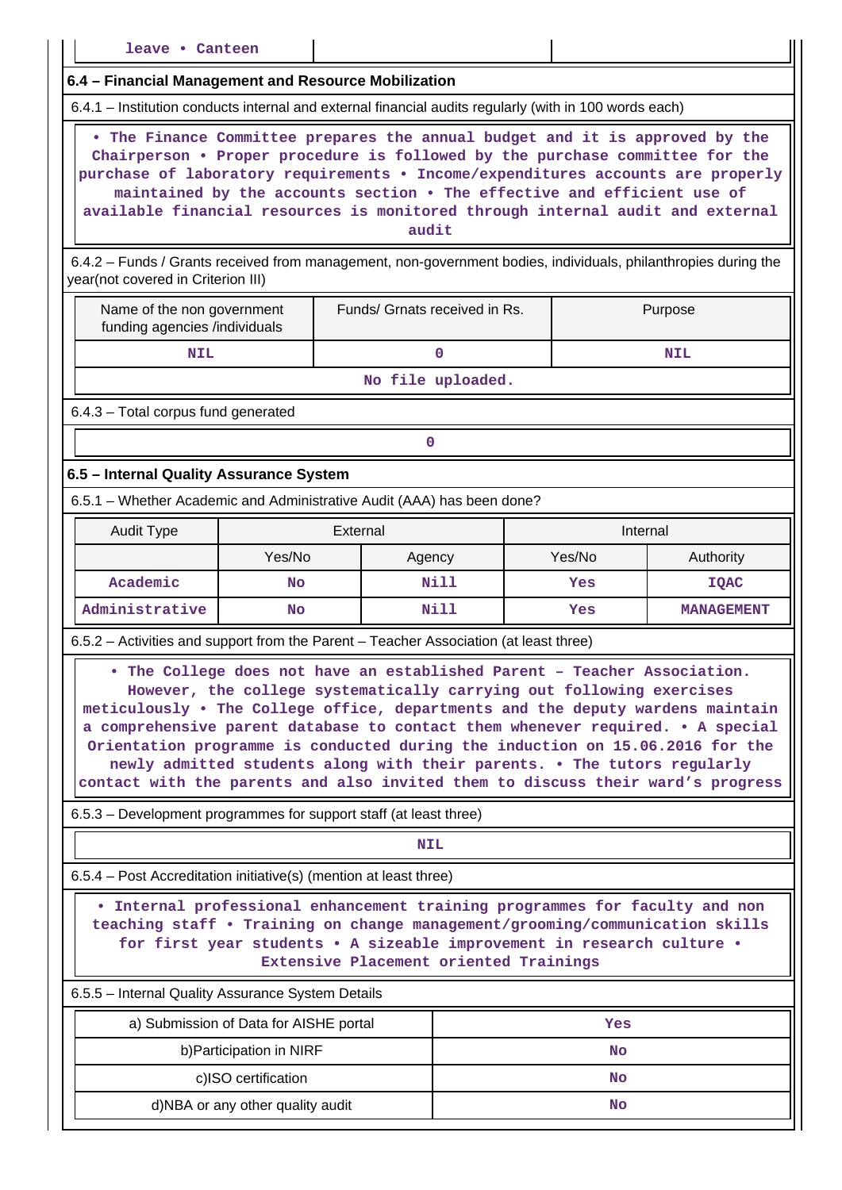| leave • Canteen | | |
|---|---|---|

### 6.4 – Financial Management and Resource Mobilization

6.4.1 – Institution conducts internal and external financial audits regularly (with in 100 words each)

• The Finance Committee prepares the annual budget and it is approved by the Chairperson • Proper procedure is followed by the purchase committee for the purchase of laboratory requirements • Income/expenditures accounts are properly maintained by the accounts section • The effective and efficient use of available financial resources is monitored through internal audit and external audit

6.4.2 – Funds / Grants received from management, non-government bodies, individuals, philanthropies during the year(not covered in Criterion III)

| Name of the non government funding agencies /individuals | Funds/ Grnats received in Rs. | Purpose |
|---|---|---|
| NIL | 0 | NIL |

No file uploaded.

6.4.3 – Total corpus fund generated

0

### 6.5 – Internal Quality Assurance System

6.5.1 – Whether Academic and Administrative Audit (AAA) has been done?

| Audit Type | External | | Internal | |
|---|---|---|---|---|
| | Yes/No | Agency | Yes/No | Authority |
| Academic | No | Nill | Yes | IQAC |
| Administrative | No | Nill | Yes | MANAGEMENT |

6.5.2 – Activities and support from the Parent – Teacher Association (at least three)

• The College does not have an established Parent – Teacher Association. However, the college systematically carrying out following exercises meticulously • The College office, departments and the deputy wardens maintain a comprehensive parent database to contact them whenever required. • A special Orientation programme is conducted during the induction on 15.06.2016 for the newly admitted students along with their parents. • The tutors regularly contact with the parents and also invited them to discuss their ward's progress

6.5.3 – Development programmes for support staff (at least three)

NIL

6.5.4 – Post Accreditation initiative(s) (mention at least three)

• Internal professional enhancement training programmes for faculty and non teaching staff • Training on change management/grooming/communication skills for first year students • A sizeable improvement in research culture • Extensive Placement oriented Trainings

6.5.5 – Internal Quality Assurance System Details

| | |
|---|---|
| a) Submission of Data for AISHE portal | Yes |
| b)Participation in NIRF | No |
| c)ISO certification | No |
| d)NBA or any other quality audit | No |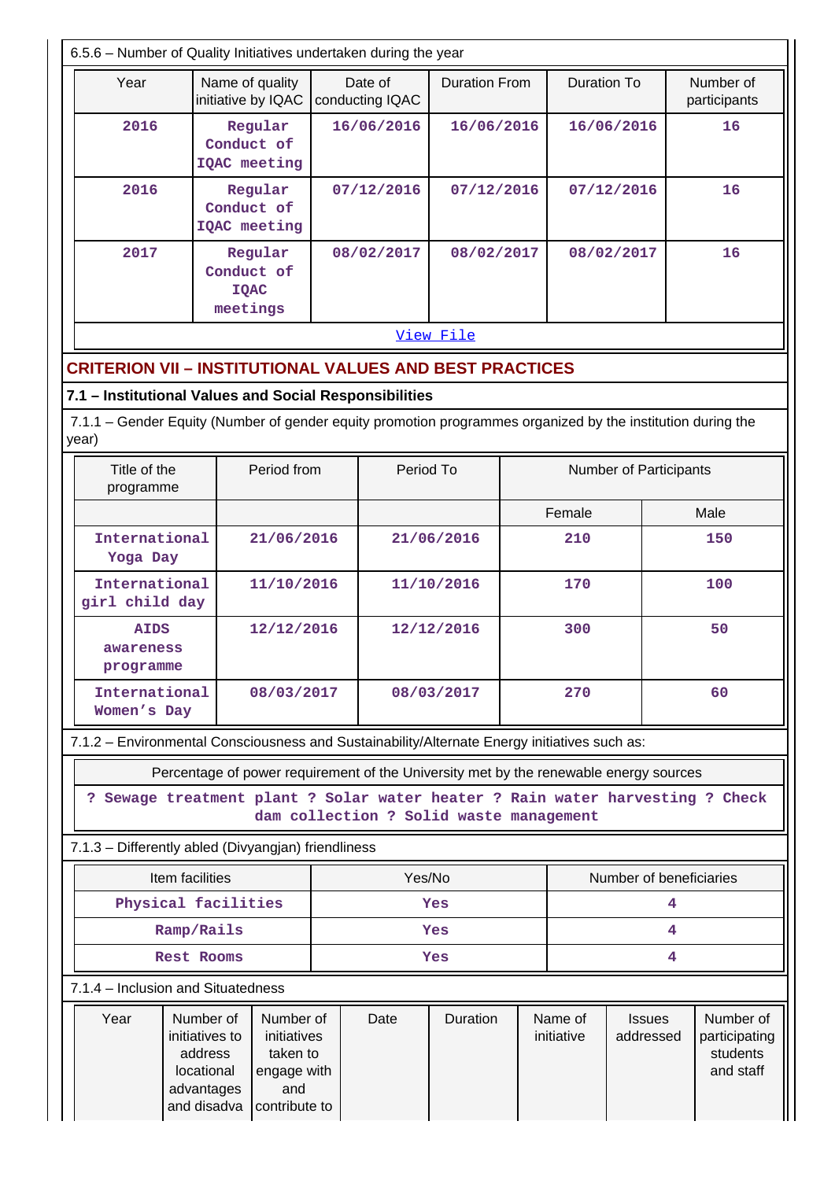6.5.6 – Number of Quality Initiatives undertaken during the year

| Year | Name of quality initiative by IQAC | Date of conducting IQAC | Duration From | Duration To | Number of participants |
|---|---|---|---|---|---|
| 2016 | Regular Conduct of IQAC meeting | 16/06/2016 | 16/06/2016 | 16/06/2016 | 16 |
| 2016 | Regular Conduct of IQAC meeting | 07/12/2016 | 07/12/2016 | 07/12/2016 | 16 |
| 2017 | Regular Conduct of IQAC meetings | 08/02/2017 | 08/02/2017 | 08/02/2017 | 16 |

View File

## CRITERION VII – INSTITUTIONAL VALUES AND BEST PRACTICES

### 7.1 – Institutional Values and Social Responsibilities

7.1.1 – Gender Equity (Number of gender equity promotion programmes organized by the institution during the year)

| Title of the programme | Period from | Period To | Number of Participants | |
|---|---|---|---|---|
| | | | Female | Male |
| International Yoga Day | 21/06/2016 | 21/06/2016 | 210 | 150 |
| International girl child day | 11/10/2016 | 11/10/2016 | 170 | 100 |
| AIDS awareness programme | 12/12/2016 | 12/12/2016 | 300 | 50 |
| International Women's Day | 08/03/2017 | 08/03/2017 | 270 | 60 |

7.1.2 – Environmental Consciousness and Sustainability/Alternate Energy initiatives such as:

| Percentage of power requirement of the University met by the renewable energy sources |
|---|
| ? Sewage treatment plant ? Solar water heater ? Rain water harvesting ? Check dam collection ? Solid waste management |

7.1.3 – Differently abled (Divyangjan) friendliness

| Item facilities | Yes/No | Number of beneficiaries |
|---|---|---|
| Physical facilities | Yes | 4 |
| Ramp/Rails | Yes | 4 |
| Rest Rooms | Yes | 4 |

7.1.4 – Inclusion and Situatedness

| Year | Number of initiatives to address locational advantages and disadva | Number of initiatives taken to engage with and contribute to | Date | Duration | Name of initiative | Issues addressed | Number of participating students and staff |
|---|---|---|---|---|---|---|---|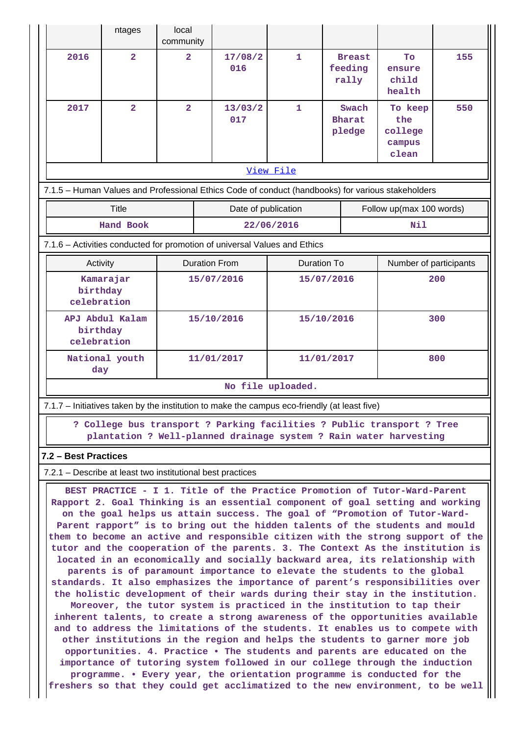| | ntages | local community | | | | | |
|---|---|---|---|---|---|---|---|
| 2016 | 2 | 2 | 17/08/2016 | 1 | Breast feeding rally | To ensure child health | 155 |
| 2017 | 2 | 2 | 13/03/2017 | 1 | Swach Bharat pledge | To keep the college campus clean | 550 |

View File

7.1.5 – Human Values and Professional Ethics Code of conduct (handbooks) for various stakeholders

| Title | Date of publication | Follow up(max 100 words) |
|---|---|---|
| Hand Book | 22/06/2016 | Nil |

7.1.6 – Activities conducted for promotion of universal Values and Ethics

| Activity | Duration From | Duration To | Number of participants |
|---|---|---|---|
| Kamarajar birthday celebration | 15/07/2016 | 15/07/2016 | 200 |
| APJ Abdul Kalam birthday celebration | 15/10/2016 | 15/10/2016 | 300 |
| National youth day | 11/01/2017 | 11/01/2017 | 800 |

No file uploaded.

7.1.7 – Initiatives taken by the institution to make the campus eco-friendly (at least five)

? College bus transport ? Parking facilities ? Public transport ? Tree plantation ? Well-planned drainage system ? Rain water harvesting

**7.2 – Best Practices**

7.2.1 – Describe at least two institutional best practices

BEST PRACTICE - I 1. Title of the Practice Promotion of Tutor-Ward-Parent Rapport 2. Goal Thinking is an essential component of goal setting and working on the goal helps us attain success. The goal of “Promotion of Tutor-Ward-Parent rapport” is to bring out the hidden talents of the students and mould them to become an active and responsible citizen with the strong support of the tutor and the cooperation of the parents. 3. The Context As the institution is located in an economically and socially backward area, its relationship with parents is of paramount importance to elevate the students to the global standards. It also emphasizes the importance of parent’s responsibilities over the holistic development of their wards during their stay in the institution. Moreover, the tutor system is practiced in the institution to tap their inherent talents, to create a strong awareness of the opportunities available and to address the limitations of the students. It enables us to compete with other institutions in the region and helps the students to garner more job opportunities. 4. Practice • The students and parents are educated on the importance of tutoring system followed in our college through the induction programme. • Every year, the orientation programme is conducted for the freshers so that they could get acclimatized to the new environment, to be well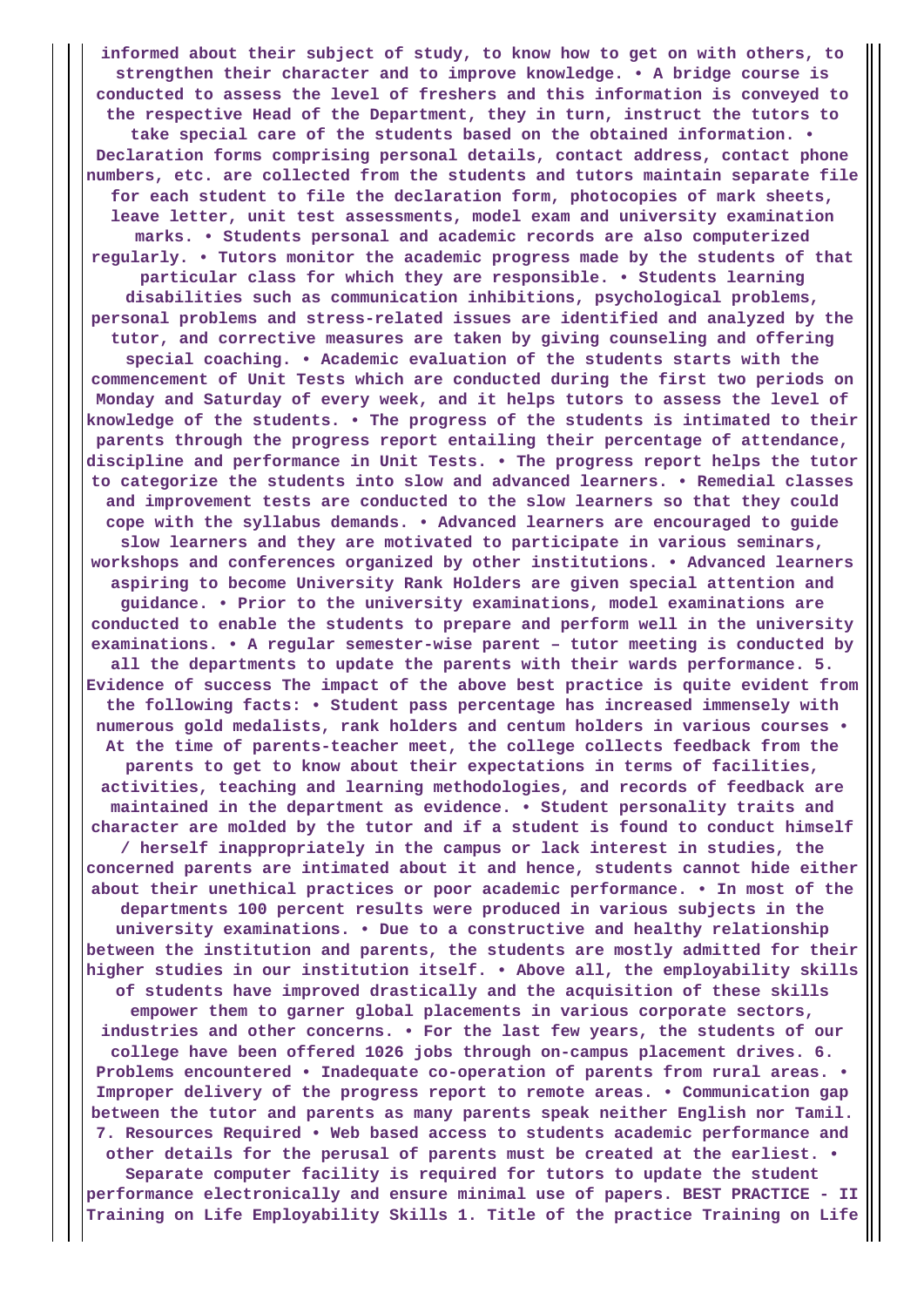**informed about their subject of study, to know how to get on with others, to strengthen their character and to improve knowledge. • A bridge course is conducted to assess the level of freshers and this information is conveyed to the respective Head of the Department, they in turn, instruct the tutors to take special care of the students based on the obtained information. • Declaration forms comprising personal details, contact address, contact phone numbers, etc. are collected from the students and tutors maintain separate file for each student to file the declaration form, photocopies of mark sheets, leave letter, unit test assessments, model exam and university examination marks. • Students personal and academic records are also computerized regularly. • Tutors monitor the academic progress made by the students of that particular class for which they are responsible. • Students learning disabilities such as communication inhibitions, psychological problems, personal problems and stress-related issues are identified and analyzed by the tutor, and corrective measures are taken by giving counseling and offering special coaching. • Academic evaluation of the students starts with the commencement of Unit Tests which are conducted during the first two periods on Monday and Saturday of every week, and it helps tutors to assess the level of knowledge of the students. • The progress of the students is intimated to their parents through the progress report entailing their percentage of attendance, discipline and performance in Unit Tests. • The progress report helps the tutor to categorize the students into slow and advanced learners. • Remedial classes and improvement tests are conducted to the slow learners so that they could cope with the syllabus demands. • Advanced learners are encouraged to guide slow learners and they are motivated to participate in various seminars, workshops and conferences organized by other institutions. • Advanced learners aspiring to become University Rank Holders are given special attention and guidance. • Prior to the university examinations, model examinations are conducted to enable the students to prepare and perform well in the university examinations. • A regular semester-wise parent – tutor meeting is conducted by all the departments to update the parents with their wards performance. 5. Evidence of success The impact of the above best practice is quite evident from the following facts: • Student pass percentage has increased immensely with numerous gold medalists, rank holders and centum holders in various courses • At the time of parents-teacher meet, the college collects feedback from the parents to get to know about their expectations in terms of facilities, activities, teaching and learning methodologies, and records of feedback are maintained in the department as evidence. • Student personality traits and character are molded by the tutor and if a student is found to conduct himself / herself inappropriately in the campus or lack interest in studies, the concerned parents are intimated about it and hence, students cannot hide either about their unethical practices or poor academic performance. • In most of the departments 100 percent results were produced in various subjects in the university examinations. • Due to a constructive and healthy relationship between the institution and parents, the students are mostly admitted for their higher studies in our institution itself. • Above all, the employability skills of students have improved drastically and the acquisition of these skills empower them to garner global placements in various corporate sectors, industries and other concerns. • For the last few years, the students of our college have been offered 1026 jobs through on-campus placement drives. 6. Problems encountered • Inadequate co-operation of parents from rural areas. • Improper delivery of the progress report to remote areas. • Communication gap between the tutor and parents as many parents speak neither English nor Tamil. 7. Resources Required • Web based access to students academic performance and other details for the perusal of parents must be created at the earliest. • Separate computer facility is required for tutors to update the student performance electronically and ensure minimal use of papers. BEST PRACTICE - II Training on Life Employability Skills 1. Title of the practice Training on Life**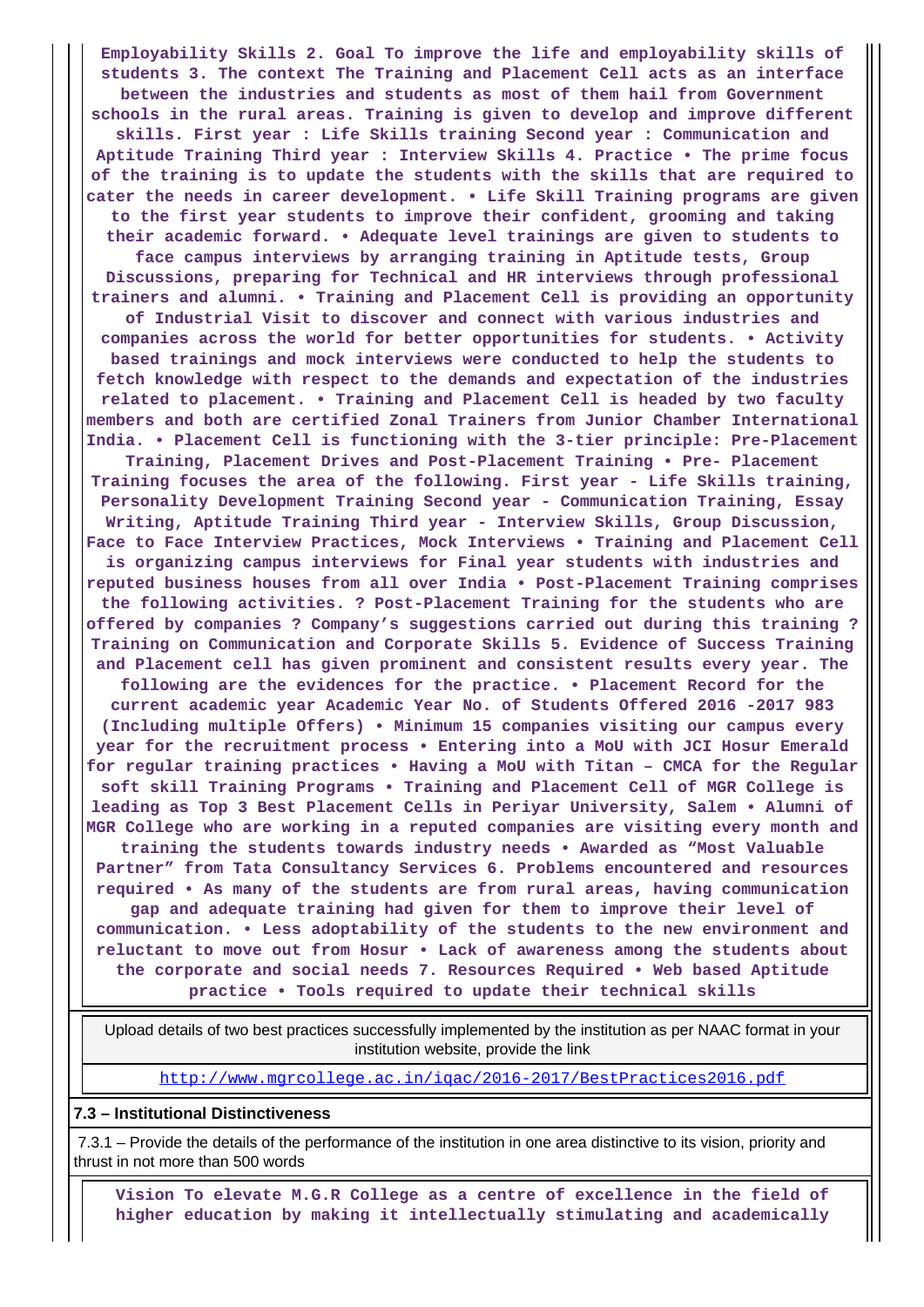**Employability Skills 2. Goal To improve the life and employability skills of students 3. The context The Training and Placement Cell acts as an interface between the industries and students as most of them hail from Government schools in the rural areas. Training is given to develop and improve different skills. First year : Life Skills training Second year : Communication and Aptitude Training Third year : Interview Skills 4. Practice • The prime focus of the training is to update the students with the skills that are required to cater the needs in career development. • Life Skill Training programs are given to the first year students to improve their confident, grooming and taking their academic forward. • Adequate level trainings are given to students to face campus interviews by arranging training in Aptitude tests, Group Discussions, preparing for Technical and HR interviews through professional trainers and alumni. • Training and Placement Cell is providing an opportunity of Industrial Visit to discover and connect with various industries and companies across the world for better opportunities for students. • Activity based trainings and mock interviews were conducted to help the students to fetch knowledge with respect to the demands and expectation of the industries related to placement. • Training and Placement Cell is headed by two faculty members and both are certified Zonal Trainers from Junior Chamber International India. • Placement Cell is functioning with the 3-tier principle: Pre-Placement Training, Placement Drives and Post-Placement Training • Pre- Placement Training focuses the area of the following. First year - Life Skills training, Personality Development Training Second year - Communication Training, Essay Writing, Aptitude Training Third year - Interview Skills, Group Discussion, Face to Face Interview Practices, Mock Interviews • Training and Placement Cell is organizing campus interviews for Final year students with industries and reputed business houses from all over India • Post-Placement Training comprises the following activities. ? Post-Placement Training for the students who are offered by companies ? Company's suggestions carried out during this training ? Training on Communication and Corporate Skills 5. Evidence of Success Training and Placement cell has given prominent and consistent results every year. The following are the evidences for the practice. • Placement Record for the current academic year Academic Year No. of Students Offered 2016 -2017 983 (Including multiple Offers) • Minimum 15 companies visiting our campus every year for the recruitment process • Entering into a MoU with JCI Hosur Emerald for regular training practices • Having a MoU with Titan – CMCA for the Regular soft skill Training Programs • Training and Placement Cell of MGR College is leading as Top 3 Best Placement Cells in Periyar University, Salem • Alumni of MGR College who are working in a reputed companies are visiting every month and training the students towards industry needs • Awarded as "Most Valuable Partner" from Tata Consultancy Services 6. Problems encountered and resources required • As many of the students are from rural areas, having communication gap and adequate training had given for them to improve their level of communication. • Less adoptability of the students to the new environment and reluctant to move out from Hosur • Lack of awareness among the students about the corporate and social needs 7. Resources Required • Web based Aptitude practice • Tools required to update their technical skills**

Upload details of two best practices successfully implemented by the institution as per NAAC format in your institution website, provide the link

http://www.mgrcollege.ac.in/iqac/2016-2017/BestPractices2016.pdf

**7.3 – Institutional Distinctiveness**

7.3.1 – Provide the details of the performance of the institution in one area distinctive to its vision, priority and thrust in not more than 500 words

**Vision To elevate M.G.R College as a centre of excellence in the field of higher education by making it intellectually stimulating and academically**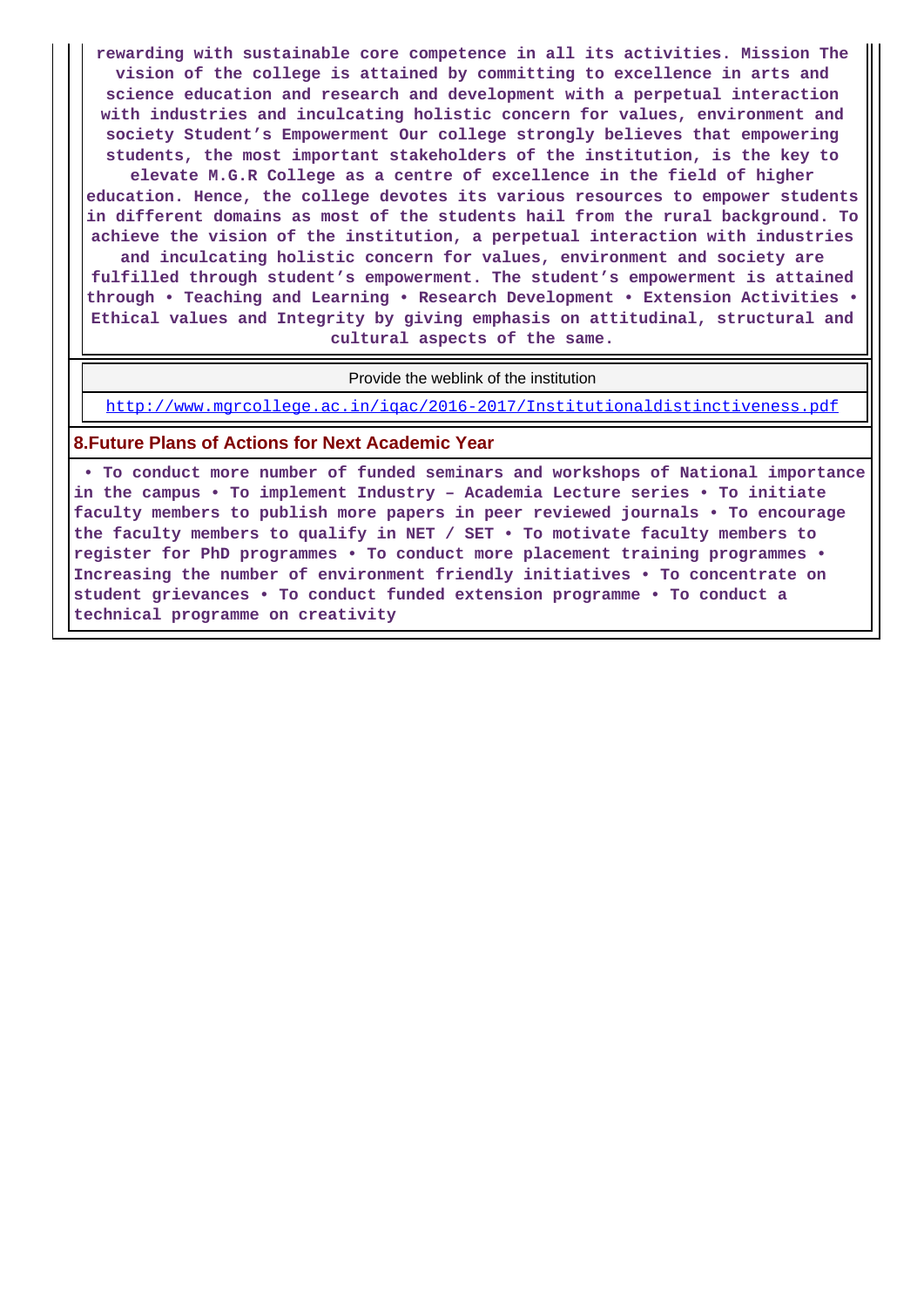**rewarding with sustainable core competence in all its activities. Mission The vision of the college is attained by committing to excellence in arts and science education and research and development with a perpetual interaction with industries and inculcating holistic concern for values, environment and society Student's Empowerment Our college strongly believes that empowering students, the most important stakeholders of the institution, is the key to elevate M.G.R College as a centre of excellence in the field of higher education. Hence, the college devotes its various resources to empower students in different domains as most of the students hail from the rural background. To achieve the vision of the institution, a perpetual interaction with industries and inculcating holistic concern for values, environment and society are fulfilled through student's empowerment. The student's empowerment is attained through • Teaching and Learning • Research Development • Extension Activities • Ethical values and Integrity by giving emphasis on attitudinal, structural and cultural aspects of the same.**

| Provide the weblink of the institution |
|---|
| http://www.mgrcollege.ac.in/iqac/2016-2017/Institutionaldistinctiveness.pdf |

## 8.Future Plans of Actions for Next Academic Year

**• To conduct more number of funded seminars and workshops of National importance in the campus • To implement Industry – Academia Lecture series • To initiate faculty members to publish more papers in peer reviewed journals • To encourage the faculty members to qualify in NET / SET • To motivate faculty members to register for PhD programmes • To conduct more placement training programmes • Increasing the number of environment friendly initiatives • To concentrate on student grievances • To conduct funded extension programme • To conduct a technical programme on creativity**